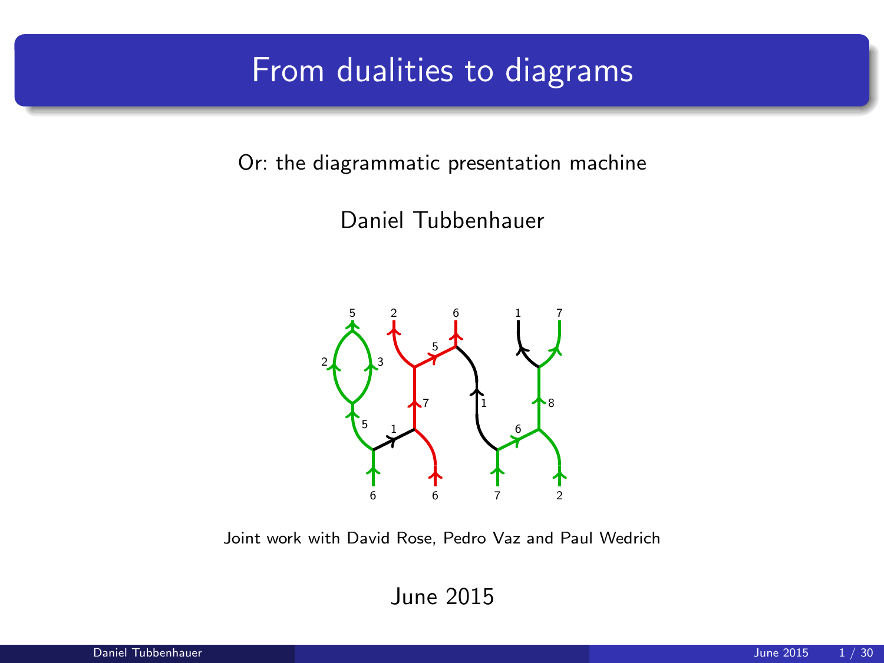# From dualities to diagrams

Or: the diagrammatic presentation machine

Daniel Tubbenhauer

Joint work with David Rose, Pedro Vaz and Paul Wedrich

June 2015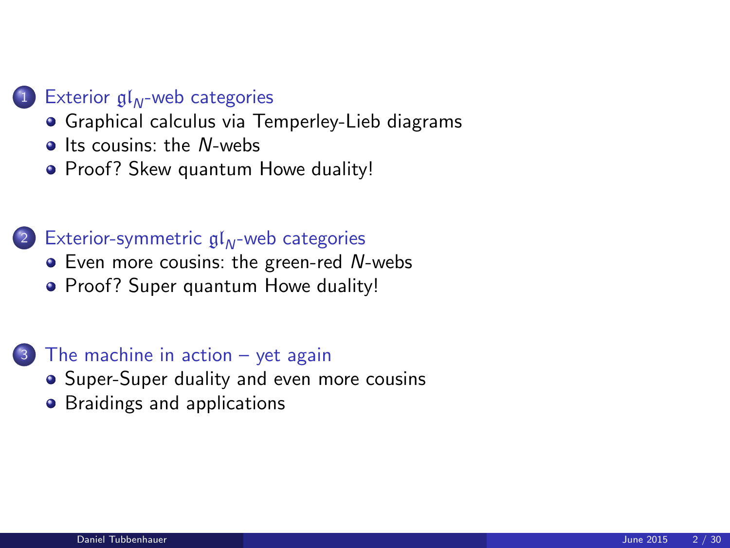1. Exterior $\mathfrak{gl}_N$-web categories
   - Graphical calculus via Temperley-Lieb diagrams
   - Its cousins: the $N$-webs
   - Proof? Skew quantum Howe duality!

2. Exterior-symmetric $\mathfrak{gl}_N$-web categories
   - Even more cousins: the green-red $N$-webs
   - Proof? Super quantum Howe duality!

3. The machine in action – yet again
   - Super-Super duality and even more cousins
   - Braidings and applications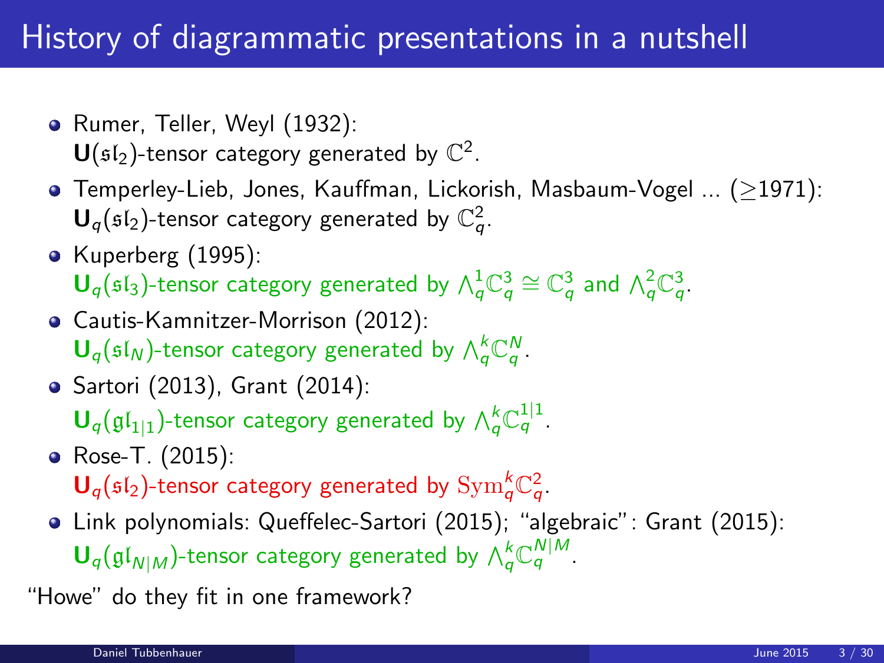# History of diagrammatic presentations in a nutshell

- Rumer, Teller, Weyl (1932): $\mathbf{U}(\mathfrak{sl}_2)$-tensor category generated by $\mathbb{C}^2$.
- Temperley-Lieb, Jones, Kauffman, Lickorish, Masbaum-Vogel ... ($\geq$1971): $\mathbf{U}_q(\mathfrak{sl}_2)$-tensor category generated by $\mathbb{C}^2_q$.
- Kuperberg (1995): $\mathbf{U}_q(\mathfrak{sl}_3)$-tensor category generated by $\Lambda^1_q\mathbb{C}^3_q \cong \mathbb{C}^3_q$ and $\Lambda^2_q\mathbb{C}^3_q$.
- Cautis-Kamnitzer-Morrison (2012): $\mathbf{U}_q(\mathfrak{sl}_N)$-tensor category generated by $\Lambda^k_q\mathbb{C}^N_q$.
- Sartori (2013), Grant (2014): $\mathbf{U}_q(\mathfrak{gl}_{1|1})$-tensor category generated by $\Lambda^k_q\mathbb{C}^{1|1}_q$.
- Rose-T. (2015): $\mathbf{U}_q(\mathfrak{sl}_2)$-tensor category generated by $\mathrm{Sym}^k_q\mathbb{C}^2_q$.
- Link polynomials: Queffelec-Sartori (2015); "algebraic": Grant (2015): $\mathbf{U}_q(\mathfrak{gl}_{N|M})$-tensor category generated by $\Lambda^k_q\mathbb{C}^{N|M}_q$.

"Howe" do they fit in one framework?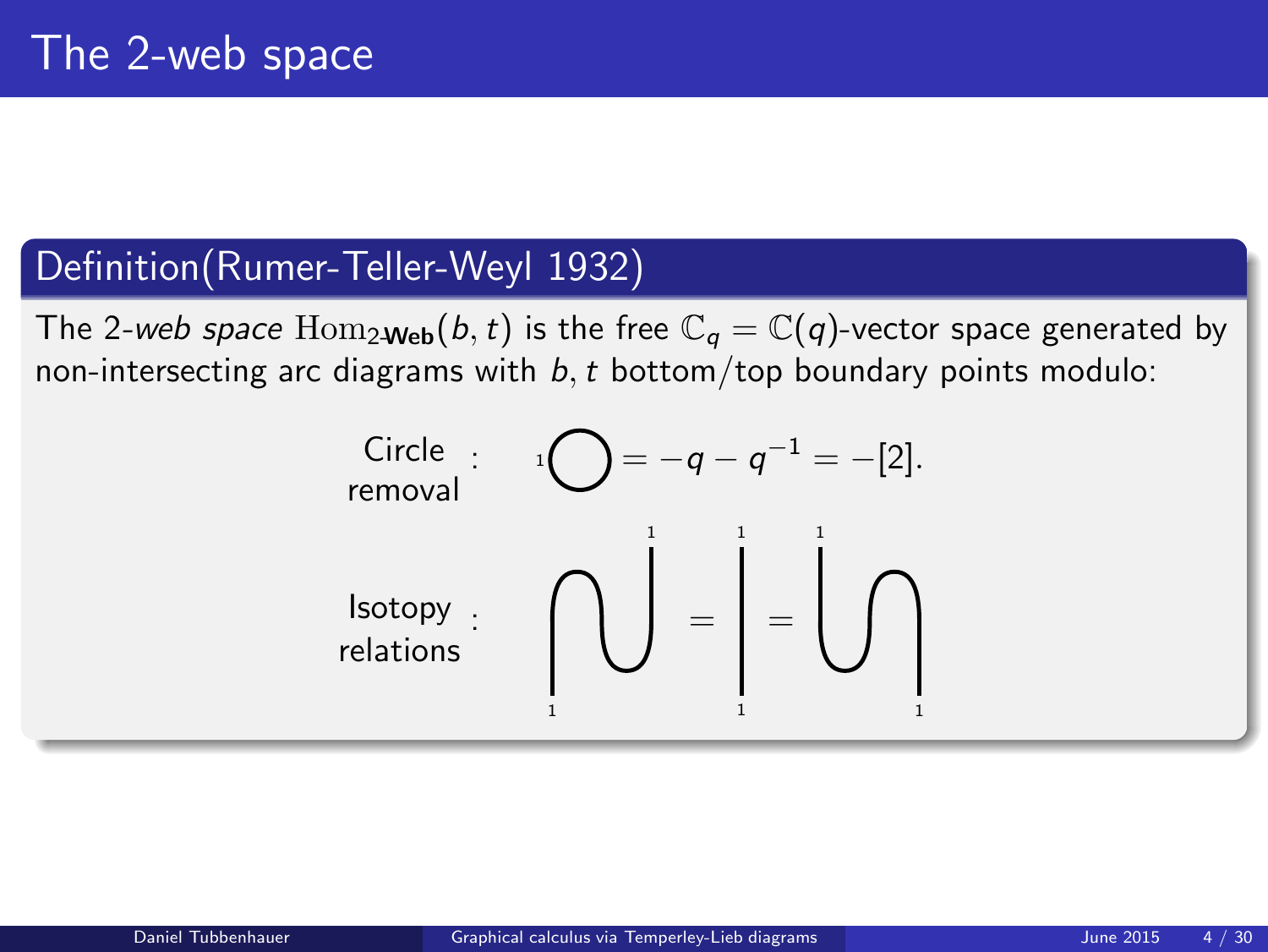# The 2-web space

## Definition(Rumer-Teller-Weyl 1932)

The 2-*web space* $\mathrm{Hom}_{2\text{-}\mathbf{Web}}(b, t)$ is the free $\mathbb{C}_q = \mathbb{C}(q)$-vector space generated by non-intersecting arc diagrams with $b, t$ bottom/top boundary points modulo:

Circle removal : $= -q - q^{-1} = -[2].$

Isotopy relations :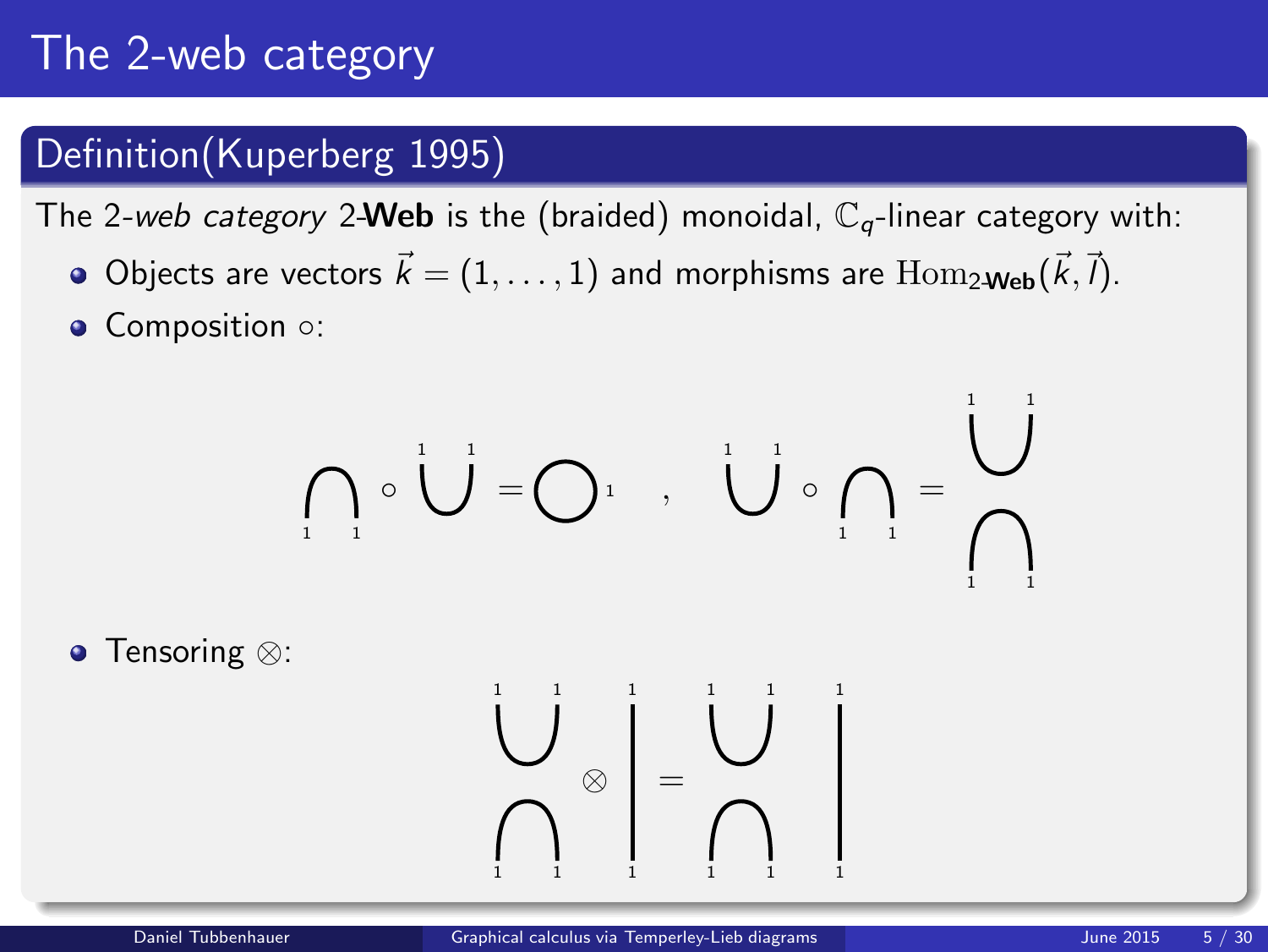# The 2-web category

## Definition(Kuperberg 1995)

The 2-*web category* 2-**Web** is the (braided) monoidal, $\mathbb{C}_q$-linear category with:

- Objects are vectors $\vec{k} = (1, \ldots, 1)$ and morphisms are $\mathrm{Hom}_{2\text{-}\mathbf{Web}}(\vec{k}, \vec{l})$.
- Composition $\circ$:
- Tensoring $\otimes$: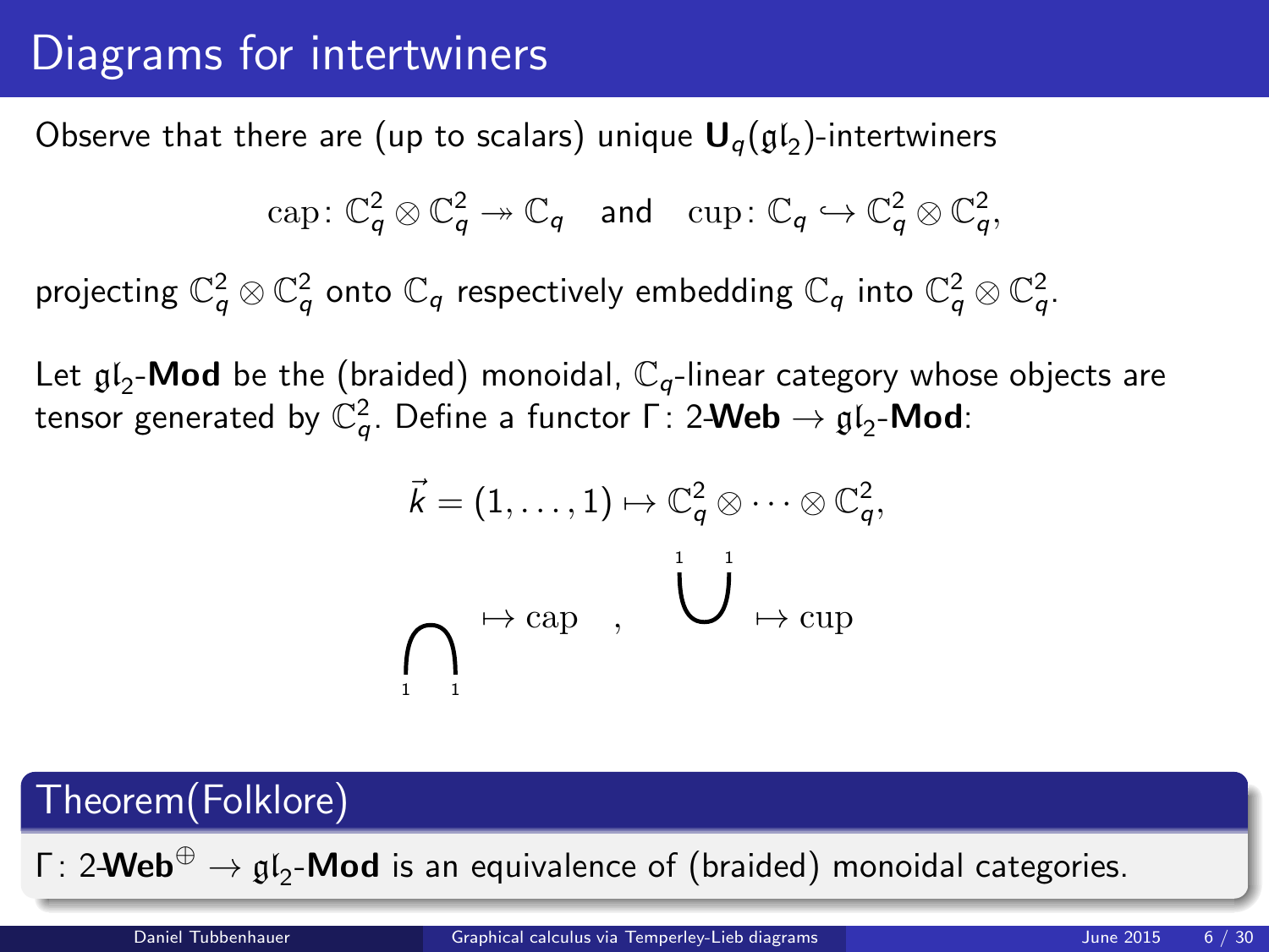# Diagrams for intertwiners

Observe that there are (up to scalars) unique $\mathbf{U}_q(\mathfrak{gl}_2)$-intertwiners

$$\mathrm{cap}\colon \mathbb{C}_q^2 \otimes \mathbb{C}_q^2 \twoheadrightarrow \mathbb{C}_q \quad \text{and} \quad \mathrm{cup}\colon \mathbb{C}_q \hookrightarrow \mathbb{C}_q^2 \otimes \mathbb{C}_q^2,$$

projecting $\mathbb{C}_q^2 \otimes \mathbb{C}_q^2$ onto $\mathbb{C}_q$ respectively embedding $\mathbb{C}_q$ into $\mathbb{C}_q^2 \otimes \mathbb{C}_q^2$.

Let $\mathfrak{gl}_2$-**Mod** be the (braided) monoidal, $\mathbb{C}_q$-linear category whose objects are tensor generated by $\mathbb{C}_q^2$. Define a functor $\Gamma\colon 2\text{-}\mathbf{Web} \to \mathfrak{gl}_2\text{-}\mathbf{Mod}$:

$$\vec{k} = (1, \ldots, 1) \mapsto \mathbb{C}_q^2 \otimes \cdots \otimes \mathbb{C}_q^2,$$

$$\bigcap_{1\quad 1} \mapsto \mathrm{cap} \quad , \quad \bigcup^{1\quad 1} \mapsto \mathrm{cup}$$

## Theorem(Folklore)

$\Gamma\colon 2\text{-}\mathbf{Web}^{\oplus} \to \mathfrak{gl}_2\text{-}\mathbf{Mod}$ is an equivalence of (braided) monoidal categories.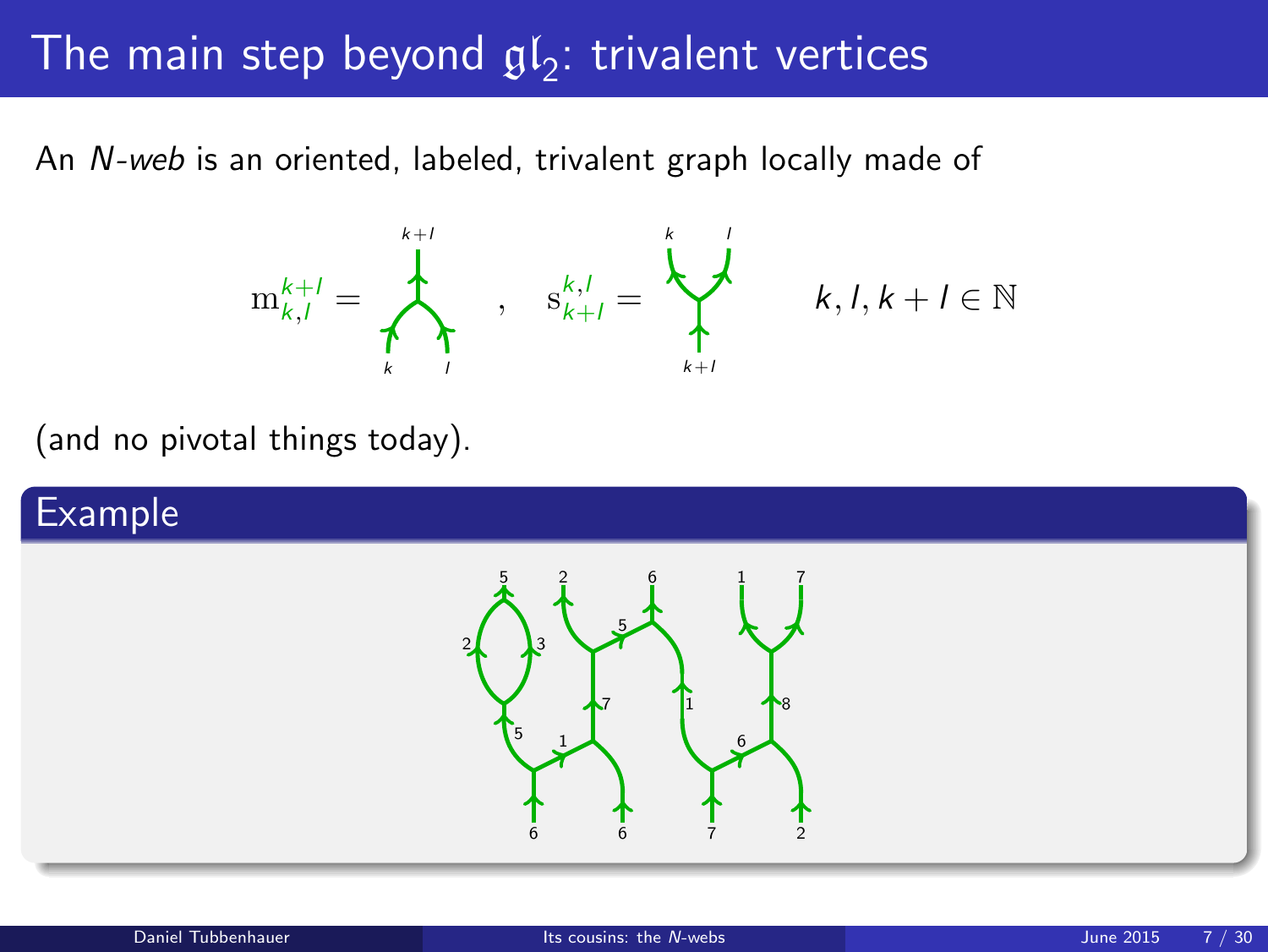# The main step beyond $\mathfrak{gl}_2$: trivalent vertices

An *N-web* is an oriented, labeled, trivalent graph locally made of

$$\mathrm{m}^{k+l}_{k,l} = \quad , \quad \mathrm{s}^{k,l}_{k+l} = \qquad k, l, k+l \in \mathbb{N}$$

(and no pivotal things today).

## Example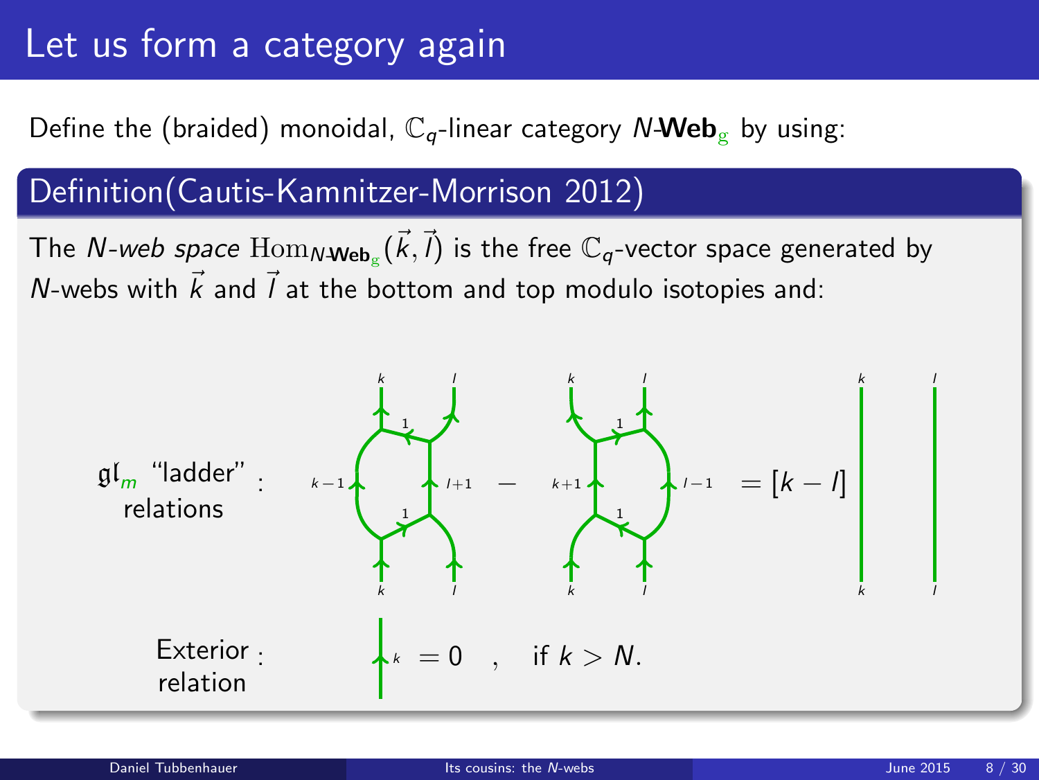# Let us form a category again

Define the (braided) monoidal, $\mathbb{C}_q$-linear category $N$-$\mathbf{Web}_{\mathrm{g}}$ by using:

## Definition(Cautis-Kamnitzer-Morrison 2012)

The *N-web space* $\mathrm{Hom}_{N\text{-}\mathbf{Web}_{\mathrm{g}}}(\vec{k},\vec{l})$ is the free $\mathbb{C}_q$-vector space generated by $N$-webs with $\vec{k}$ and $\vec{l}$ at the bottom and top modulo isotopies and:

$\mathfrak{gl}_m$ "ladder" relations :

$$[\text{ladder web with edges } k-1,\ l+1] \;-\; [\text{ladder web with edges } k+1,\ l-1] \;=\; [k-l]\ \mathrm{id}_k \otimes \mathrm{id}_l$$

Exterior relation :

$$\mathrm{id}_k = 0 \quad , \quad \text{if } k > N.$$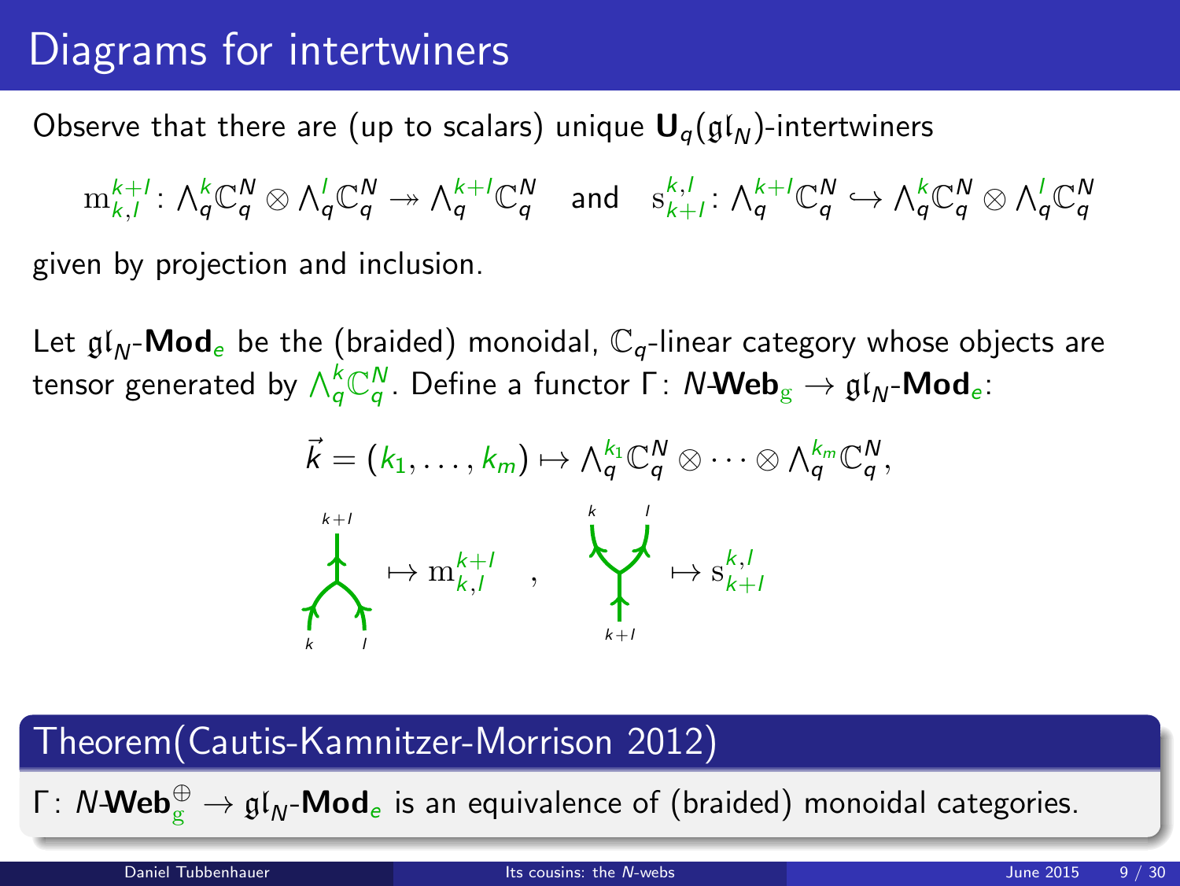# Diagrams for intertwiners

Observe that there are (up to scalars) unique $\mathbf{U}_q(\mathfrak{gl}_N)$-intertwiners

$$\mathrm{m}_{k,l}^{k+l} \colon \textstyle\bigwedge_q^k \mathbb{C}_q^N \otimes \bigwedge_q^l \mathbb{C}_q^N \twoheadrightarrow \bigwedge_q^{k+l} \mathbb{C}_q^N \quad \text{and} \quad \mathrm{s}_{k+l}^{k,l} \colon \bigwedge_q^{k+l} \mathbb{C}_q^N \hookrightarrow \bigwedge_q^k \mathbb{C}_q^N \otimes \bigwedge_q^l \mathbb{C}_q^N$$

given by projection and inclusion.

Let $\mathfrak{gl}_N$-$\mathbf{Mod}_e$ be the (braided) monoidal, $\mathbb{C}_q$-linear category whose objects are tensor generated by $\bigwedge_q^k \mathbb{C}_q^N$. Define a functor $\Gamma \colon N\text{-}\mathbf{Web}_{\mathrm{g}} \to \mathfrak{gl}_N$-$\mathbf{Mod}_e$:

$$\vec{k} = (k_1, \dots, k_m) \mapsto \textstyle\bigwedge_q^{k_1} \mathbb{C}_q^N \otimes \cdots \otimes \bigwedge_q^{k_m} \mathbb{C}_q^N,$$

$$\text{(merge: } k, l \to k+l\text{)} \mapsto \mathrm{m}_{k,l}^{k+l} \quad , \quad \text{(split: } k+l \to k, l\text{)} \mapsto \mathrm{s}_{k+l}^{k,l}$$

## Theorem(Cautis-Kamnitzer-Morrison 2012)

$\Gamma \colon N\text{-}\mathbf{Web}_{\mathrm{g}}^{\oplus} \to \mathfrak{gl}_N$-$\mathbf{Mod}_e$ is an equivalence of (braided) monoidal categories.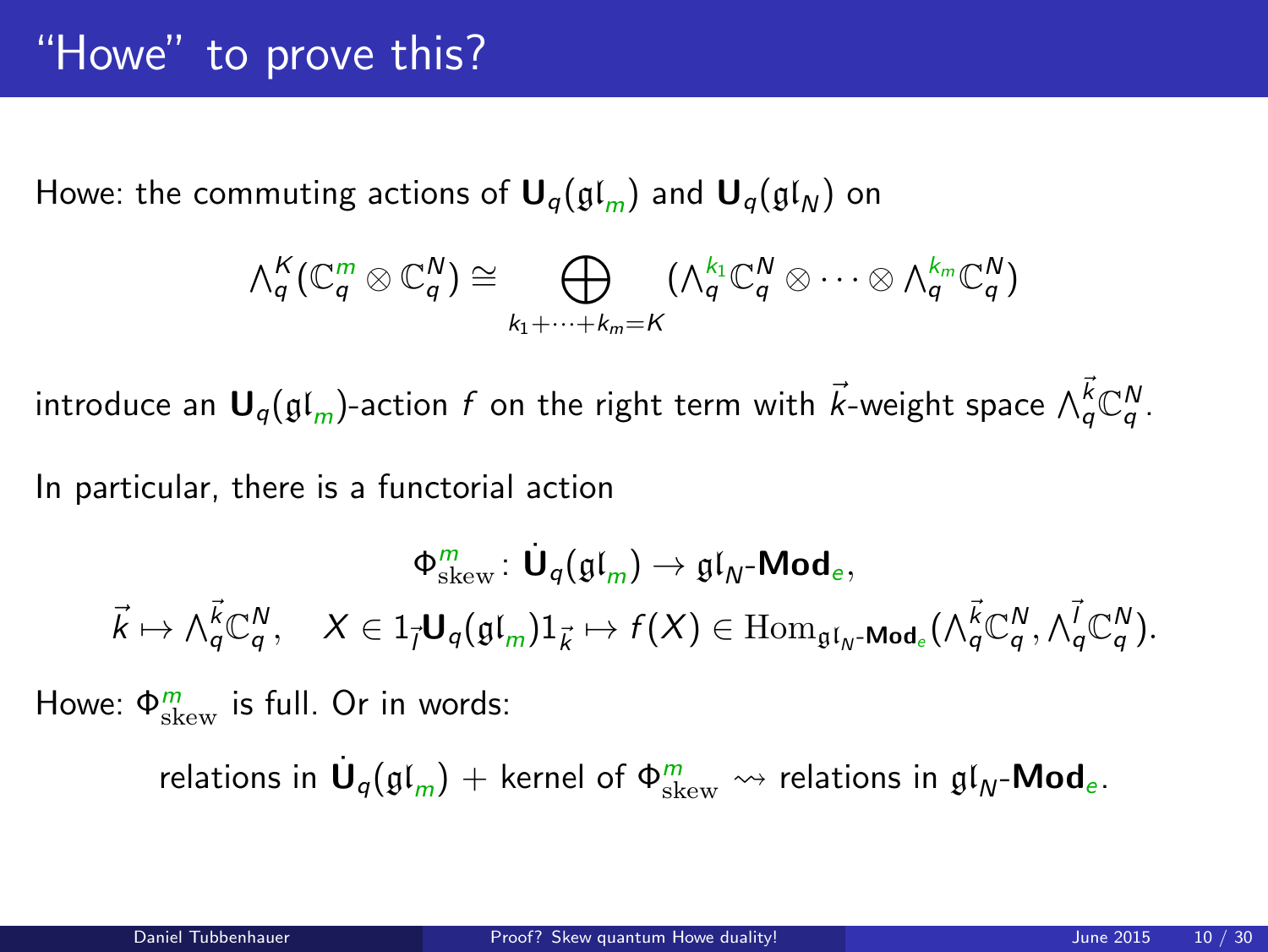# "Howe" to prove this?

Howe: the commuting actions of $\mathbf{U}_q(\mathfrak{gl}_m)$ and $\mathbf{U}_q(\mathfrak{gl}_N)$ on

$$\wedge_q^K(\mathbb{C}_q^m \otimes \mathbb{C}_q^N) \cong \bigoplus_{k_1+\cdots+k_m=K} (\wedge_q^{k_1}\mathbb{C}_q^N \otimes \cdots \otimes \wedge_q^{k_m}\mathbb{C}_q^N)$$

introduce an $\mathbf{U}_q(\mathfrak{gl}_m)$-action $f$ on the right term with $\vec{k}$-weight space $\wedge_q^{\vec{k}}\mathbb{C}_q^N$.

In particular, there is a functorial action

$$\Phi^m_{\mathrm{skew}} \colon \dot{\mathbf{U}}_q(\mathfrak{gl}_m) \to \mathfrak{gl}_N\text{-}\mathbf{Mod}_e,$$

$$\vec{k} \mapsto \wedge_q^{\vec{k}}\mathbb{C}_q^N, \quad X \in 1_{\vec{l}}\mathbf{U}_q(\mathfrak{gl}_m)1_{\vec{k}} \mapsto f(X) \in \mathrm{Hom}_{\mathfrak{gl}_N\text{-}\mathbf{Mod}_e}(\wedge_q^{\vec{k}}\mathbb{C}_q^N, \wedge_q^{\vec{l}}\mathbb{C}_q^N).$$

Howe: $\Phi^m_{\mathrm{skew}}$ is full. Or in words:

relations in $\dot{\mathbf{U}}_q(\mathfrak{gl}_m)$ + kernel of $\Phi^m_{\mathrm{skew}} \rightsquigarrow$ relations in $\mathfrak{gl}_N\text{-}\mathbf{Mod}_e$.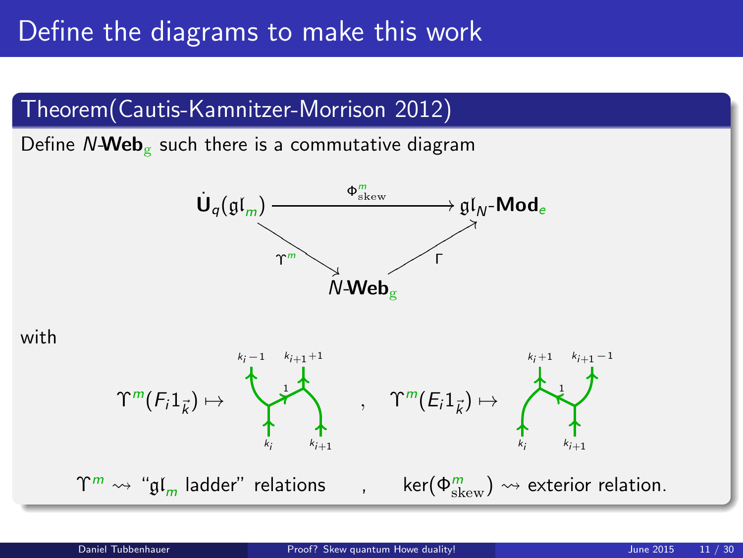# Define the diagrams to make this work

## Theorem(Cautis-Kamnitzer-Morrison 2012)

Define $N$-**Web**$_{\mathrm{g}}$ such there is a commutative diagram

$$\begin{array}{ccc} \dot{\mathbf{U}}_q(\mathfrak{gl}_m) & \xrightarrow{\Phi^m_{\mathrm{skew}}} & \mathfrak{gl}_N\text{-}\mathbf{Mod}_e \\ & \searrow^{\Upsilon^m} \quad \nearrow_{\Gamma} & \\ & N\text{-}\mathbf{Web}_{\mathrm{g}} & \end{array}$$

with

$$\Upsilon^m(F_i 1_{\vec{k}}) \mapsto \text{(ladder web: inputs } k_i, k_{i+1}\text{; rung labelled } 1\text{; outputs } k_i-1, k_{i+1}+1\text{)} \quad , \quad \Upsilon^m(E_i 1_{\vec{k}}) \mapsto \text{(ladder web: inputs } k_i, k_{i+1}\text{; rung labelled } 1\text{; outputs } k_i+1, k_{i+1}-1\text{)}$$

$\Upsilon^m \rightsquigarrow$ "$\mathfrak{gl}_m$ ladder" relations , $\ker(\Phi^m_{\mathrm{skew}}) \rightsquigarrow$ exterior relation.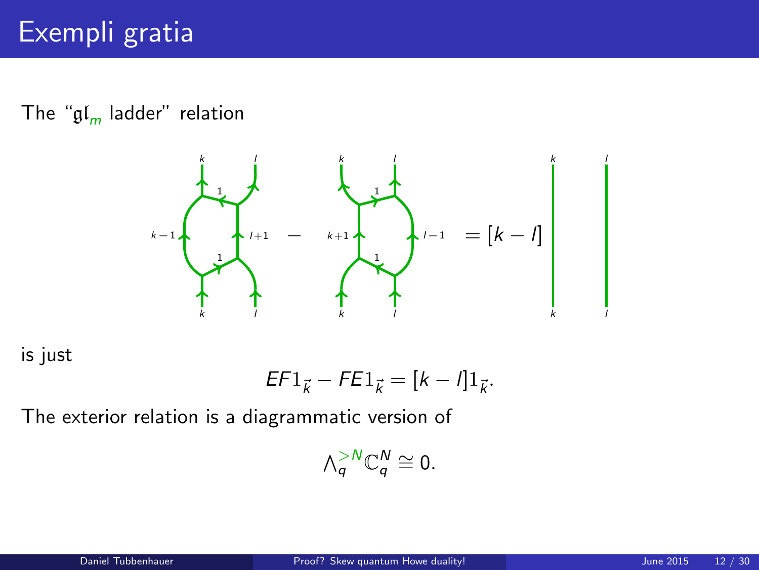# Exempli gratia

The "$\mathfrak{gl}_m$ ladder" relation

$$\text{(ladder diagram: } k, l \to k-1, l+1 \to k, l) - \text{(ladder diagram: } k, l \to k+1, l-1 \to k, l) = [k-l] \; \text{(identity strands } k, l)$$

is just

$$EF1_{\vec{k}} - FE1_{\vec{k}} = [k-l]1_{\vec{k}}.$$

The exterior relation is a diagrammatic version of

$$\Lambda_q^{>N}\mathbb{C}_q^N \cong 0.$$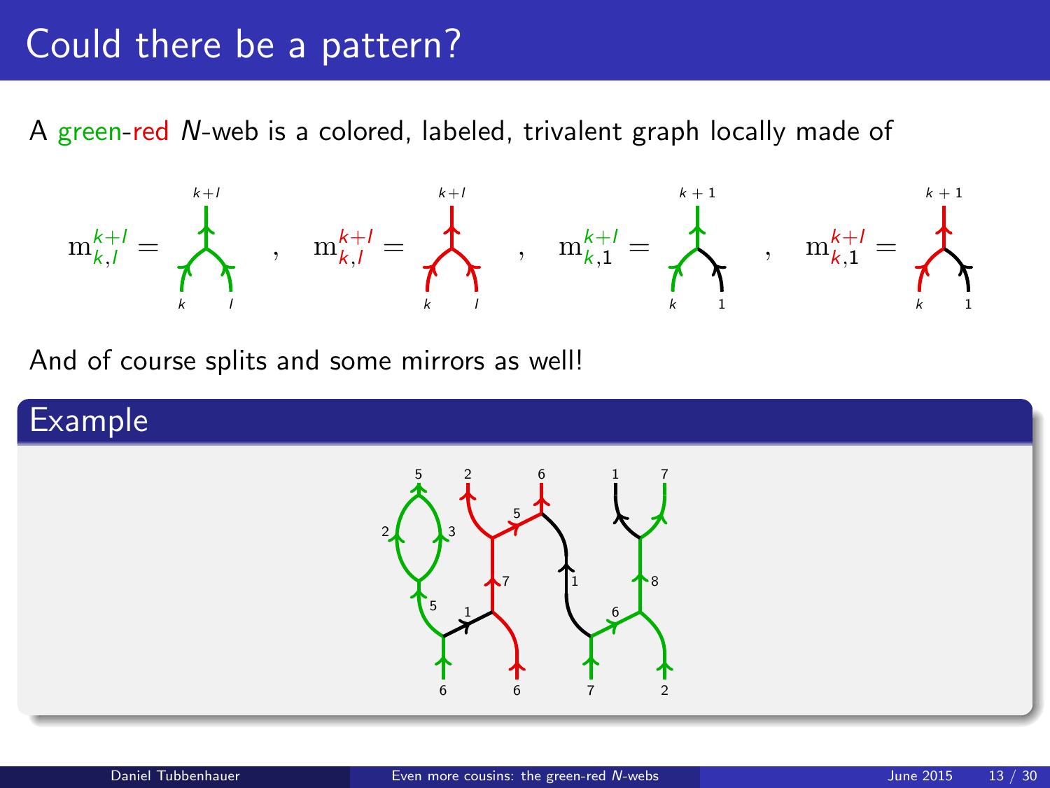# Could there be a pattern?

A green-red $N$-web is a colored, labeled, trivalent graph locally made of

$$\mathrm{m}_{k,l}^{k+l} = \quad , \quad \mathrm{m}_{k,l}^{k+l} = \quad , \quad \mathrm{m}_{k,1}^{k+l} = \quad , \quad \mathrm{m}_{k,1}^{k+l} =$$

And of course splits and some mirrors as well!

## Example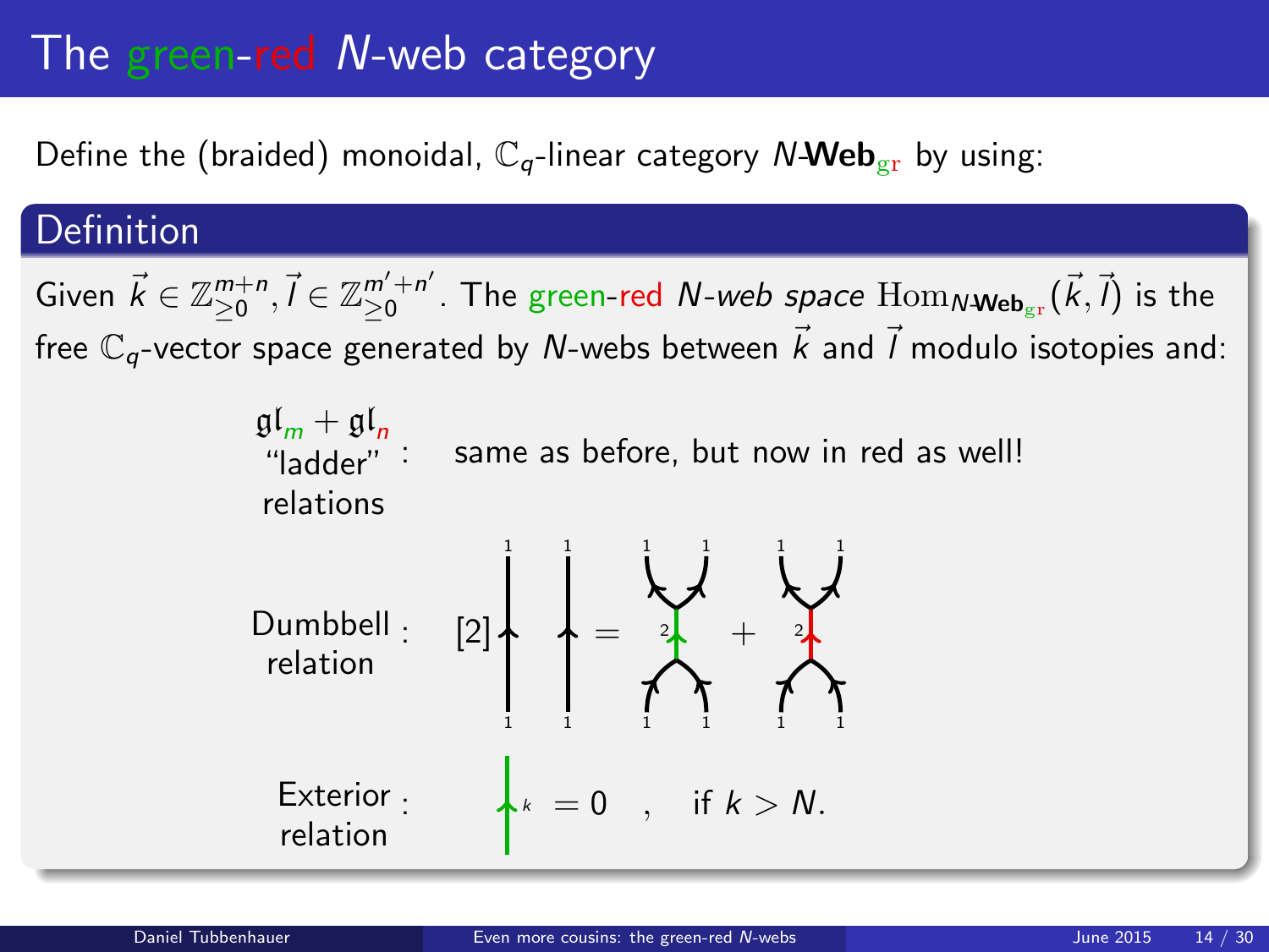# The green-red $N$-web category

Define the (braided) monoidal, $\mathbb{C}_q$-linear category $N\text{-}\mathbf{Web}_{\mathrm{gr}}$ by using:

## Definition

Given $\vec{k} \in \mathbb{Z}_{\geq 0}^{m+n}, \vec{l} \in \mathbb{Z}_{\geq 0}^{m'+n'}$. The green-red *$N$-web space* $\mathrm{Hom}_{N\text{-}\mathbf{Web}_{\mathrm{gr}}}(\vec{k}, \vec{l})$ is the free $\mathbb{C}_q$-vector space generated by $N$-webs between $\vec{k}$ and $\vec{l}$ modulo isotopies and:

$\mathfrak{gl}_m + \mathfrak{gl}_n$ "ladder" relations : same as before, but now in red as well!

Dumbbell relation : $[2]$ (two parallel upward strands labeled 1) $=$ (green dumbbell with middle edge labeled 2) $+$ (red dumbbell with middle edge labeled 2)

Exterior relation : (green strand labeled $k$) $= 0$ , if $k > N$.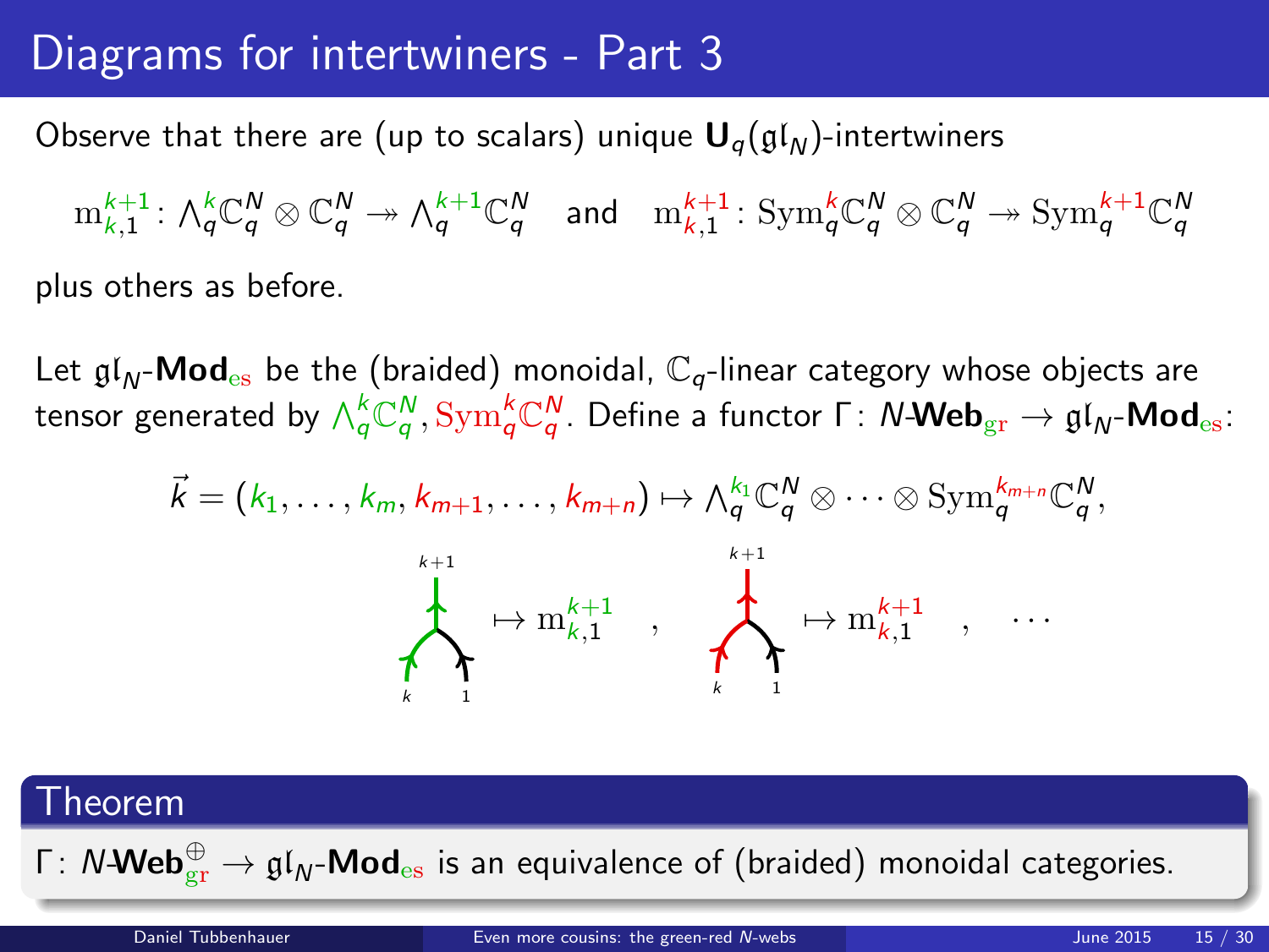# Diagrams for intertwiners - Part 3

Observe that there are (up to scalars) unique $\mathbf{U}_q(\mathfrak{gl}_N)$-intertwiners

$$\mathrm{m}_{k,1}^{k+1} \colon \textstyle\bigwedge_q^k \mathbb{C}_q^N \otimes \mathbb{C}_q^N \twoheadrightarrow \textstyle\bigwedge_q^{k+1} \mathbb{C}_q^N \quad \text{and} \quad \mathrm{m}_{k,1}^{k+1} \colon \mathrm{Sym}_q^k \mathbb{C}_q^N \otimes \mathbb{C}_q^N \twoheadrightarrow \mathrm{Sym}_q^{k+1} \mathbb{C}_q^N$$

plus others as before.

Let $\mathfrak{gl}_N$-$\mathbf{Mod}_{\mathrm{es}}$ be the (braided) monoidal, $\mathbb{C}_q$-linear category whose objects are tensor generated by $\bigwedge_q^k \mathbb{C}_q^N, \mathrm{Sym}_q^k \mathbb{C}_q^N$. Define a functor $\Gamma \colon N\text{-}\mathbf{Web}_{\mathrm{gr}} \to \mathfrak{gl}_N\text{-}\mathbf{Mod}_{\mathrm{es}}$:

$$\vec{k} = (k_1, \dots, k_m, k_{m+1}, \dots, k_{m+n}) \mapsto \textstyle\bigwedge_q^{k_1} \mathbb{C}_q^N \otimes \cdots \otimes \mathrm{Sym}_q^{k_{m+n}} \mathbb{C}_q^N,$$

(green merge of $k$ and $1$ into $k+1$) $\mapsto \mathrm{m}_{k,1}^{k+1}$ , (red merge of $k$ and $1$ into $k+1$) $\mapsto \mathrm{m}_{k,1}^{k+1}$ , $\cdots$

## Theorem

$\Gamma \colon N\text{-}\mathbf{Web}_{\mathrm{gr}}^{\oplus} \to \mathfrak{gl}_N\text{-}\mathbf{Mod}_{\mathrm{es}}$ is an equivalence of (braided) monoidal categories.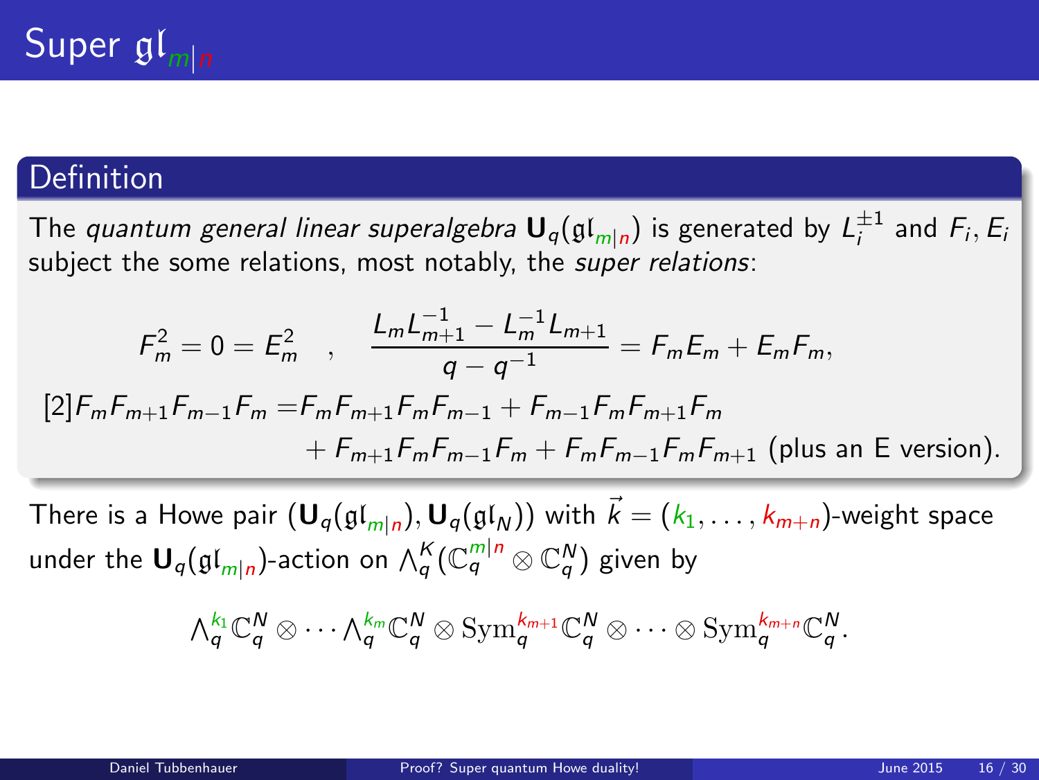# Super $\mathfrak{gl}_{m|n}$

## Definition

The *quantum general linear superalgebra* $\mathbf{U}_q(\mathfrak{gl}_{m|n})$ is generated by $L_i^{\pm 1}$ and $F_i, E_i$ subject the some relations, most notably, the *super relations*:

$$F_m^2 = 0 = E_m^2 \quad , \quad \frac{L_m L_{m+1}^{-1} - L_m^{-1} L_{m+1}}{q - q^{-1}} = F_m E_m + E_m F_m,$$

$$\begin{aligned}[2]F_m F_{m+1} F_{m-1} F_m =& F_m F_{m+1} F_m F_{m-1} + F_{m-1} F_m F_{m+1} F_m \\ &+ F_{m+1} F_m F_{m-1} F_m + F_m F_{m-1} F_m F_{m+1} \text{ (plus an E version).}\end{aligned}$$

There is a Howe pair $(\mathbf{U}_q(\mathfrak{gl}_{m|n}), \mathbf{U}_q(\mathfrak{gl}_N))$ with $\vec{k} = (k_1, \ldots, k_{m+n})$-weight space under the $\mathbf{U}_q(\mathfrak{gl}_{m|n})$-action on $\bigwedge_q^K(\mathbb{C}_q^{m|n} \otimes \mathbb{C}_q^N)$ given by

$$\textstyle\bigwedge_q^{k_1} \mathbb{C}_q^N \otimes \cdots \bigwedge_q^{k_m} \mathbb{C}_q^N \otimes \mathrm{Sym}_q^{k_{m+1}} \mathbb{C}_q^N \otimes \cdots \otimes \mathrm{Sym}_q^{k_{m+n}} \mathbb{C}_q^N.$$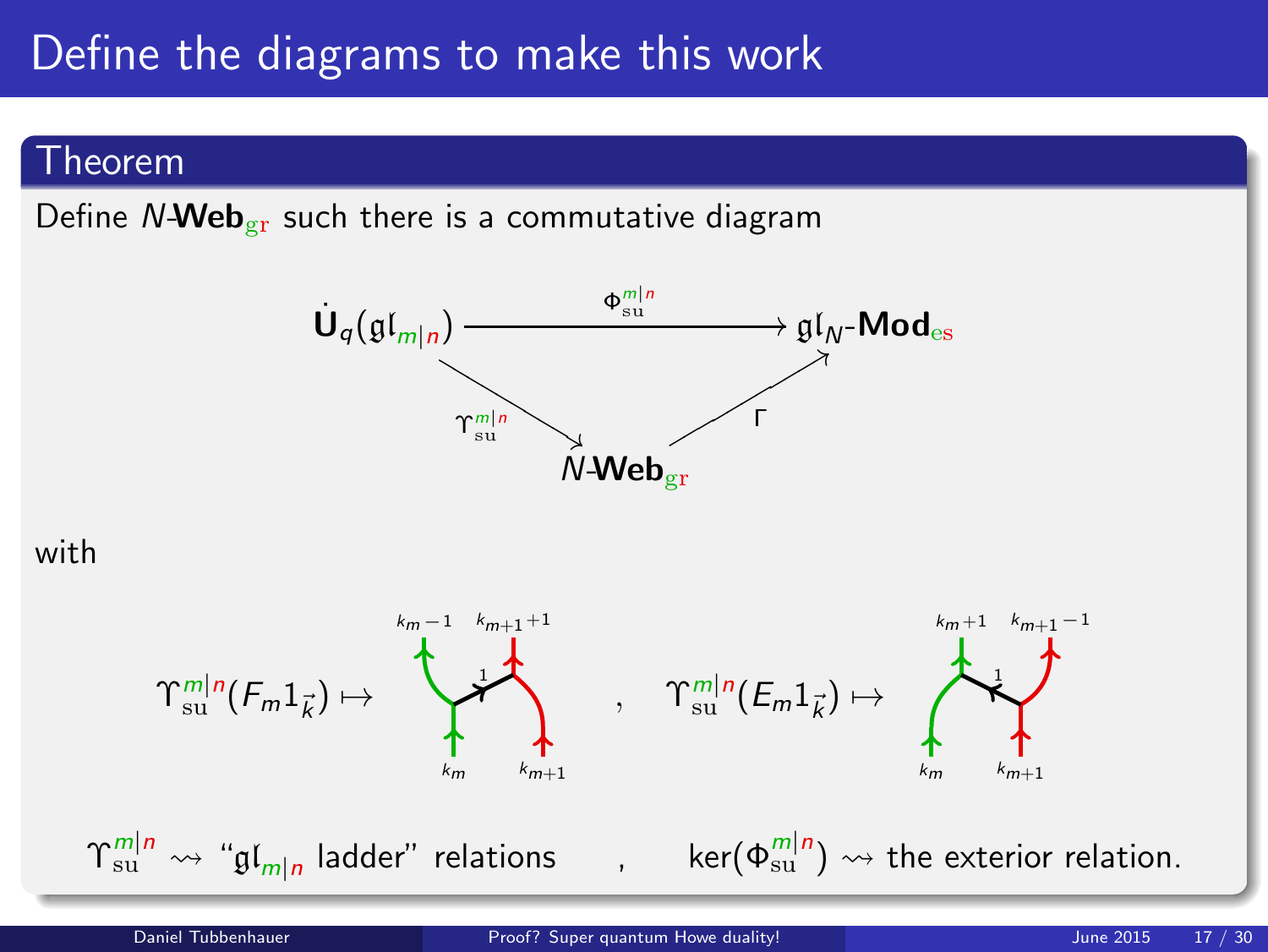# Define the diagrams to make this work

## Theorem

Define $N$-**Web**$_{\mathrm{gr}}$ such there is a commutative diagram

$$
\begin{array}{ccc}
\dot{\mathbf{U}}_q(\mathfrak{gl}_{m|n}) & \xrightarrow{\Phi^{m|n}_{\mathrm{su}}} & \mathfrak{gl}_N\text{-}\mathbf{Mod}_{\mathrm{es}} \\
& \searrow^{\Upsilon^{m|n}_{\mathrm{su}}} \quad \nearrow_{\Gamma} & \\
& N\text{-}\mathbf{Web}_{\mathrm{gr}} &
\end{array}
$$

with

$\Upsilon^{m|n}_{\mathrm{su}}(F_m 1_{\vec{k}}) \mapsto$ [web diagram: bottom labels $k_m$, $k_{m+1}$; top labels $k_m - 1$, $k_{m+1}+1$; rung labelled $1$] , $\Upsilon^{m|n}_{\mathrm{su}}(E_m 1_{\vec{k}}) \mapsto$ [web diagram: bottom labels $k_m$, $k_{m+1}$; top labels $k_m+1$, $k_{m+1}-1$; rung labelled $1$]

$\Upsilon^{m|n}_{\mathrm{su}} \rightsquigarrow$ "$\mathfrak{gl}_{m|n}$ ladder" relations , $\ker(\Phi^{m|n}_{\mathrm{su}}) \rightsquigarrow$ the exterior relation.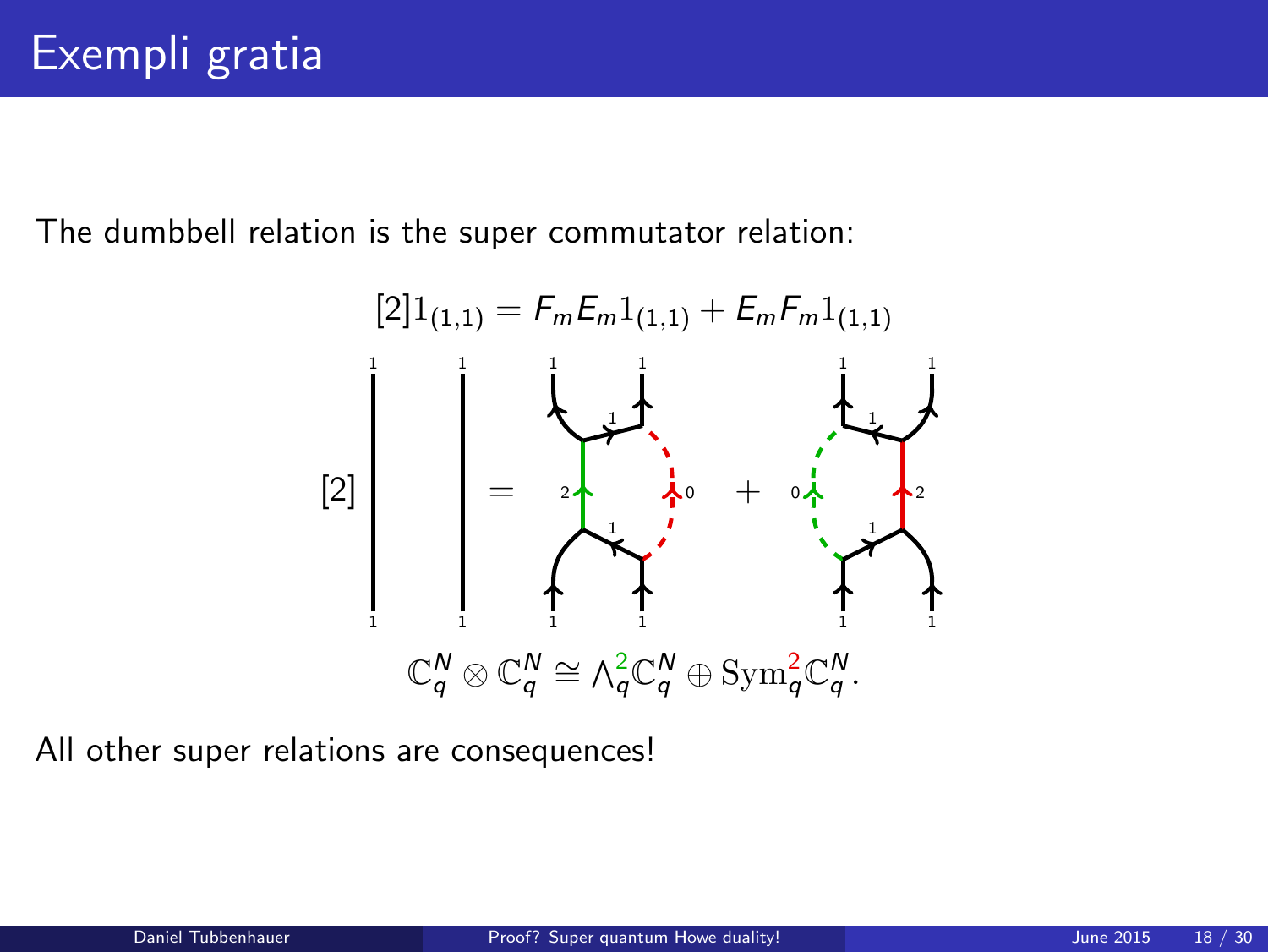# Exempli gratia

The dumbbell relation is the super commutator relation:

$$[2]1_{(1,1)} = F_m E_m 1_{(1,1)} + E_m F_m 1_{(1,1)}$$

$$\mathbb{C}_q^N \otimes \mathbb{C}_q^N \cong \Lambda_q^2 \mathbb{C}_q^N \oplus \mathrm{Sym}_q^2 \mathbb{C}_q^N.$$

All other super relations are consequences!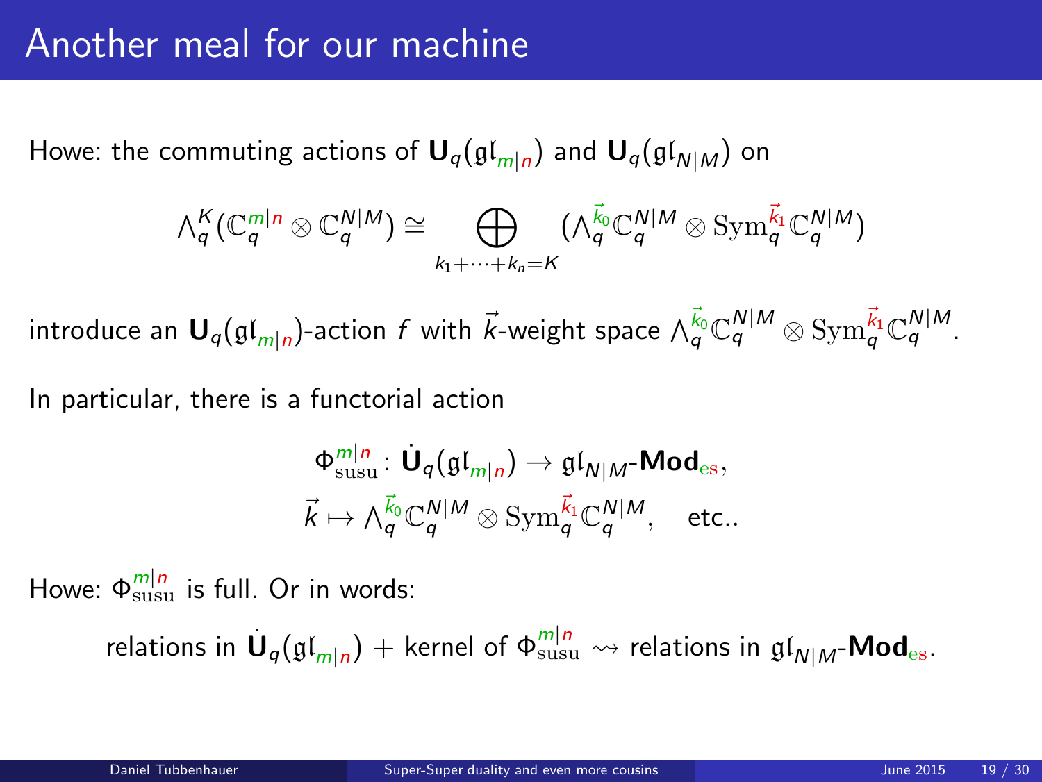# Another meal for our machine

Howe: the commuting actions of $\mathbf{U}_q(\mathfrak{gl}_{m|n})$ and $\mathbf{U}_q(\mathfrak{gl}_{N|M})$ on

$$\textstyle\bigwedge_q^K(\mathbb{C}_q^{m|n} \otimes \mathbb{C}_q^{N|M}) \cong \bigoplus_{k_1+\cdots+k_n=K} (\bigwedge_q^{\vec{k}_0}\mathbb{C}_q^{N|M} \otimes \mathrm{Sym}_q^{\vec{k}_1}\mathbb{C}_q^{N|M})$$

introduce an $\mathbf{U}_q(\mathfrak{gl}_{m|n})$-action $f$ with $\vec{k}$-weight space $\bigwedge_q^{\vec{k}_0}\mathbb{C}_q^{N|M} \otimes \mathrm{Sym}_q^{\vec{k}_1}\mathbb{C}_q^{N|M}$.

In particular, there is a functorial action

$$\Phi^{m|n}_{\mathrm{susu}} \colon \dot{\mathbf{U}}_q(\mathfrak{gl}_{m|n}) \to \mathfrak{gl}_{N|M}\text{-}\mathbf{Mod}_{\mathrm{es}},$$
$$\vec{k} \mapsto \textstyle\bigwedge_q^{\vec{k}_0}\mathbb{C}_q^{N|M} \otimes \mathrm{Sym}_q^{\vec{k}_1}\mathbb{C}_q^{N|M}, \quad \text{etc..}$$

Howe: $\Phi^{m|n}_{\mathrm{susu}}$ is full. Or in words:

relations in $\dot{\mathbf{U}}_q(\mathfrak{gl}_{m|n})$ + kernel of $\Phi^{m|n}_{\mathrm{susu}} \rightsquigarrow$ relations in $\mathfrak{gl}_{N|M}\text{-}\mathbf{Mod}_{\mathrm{es}}$.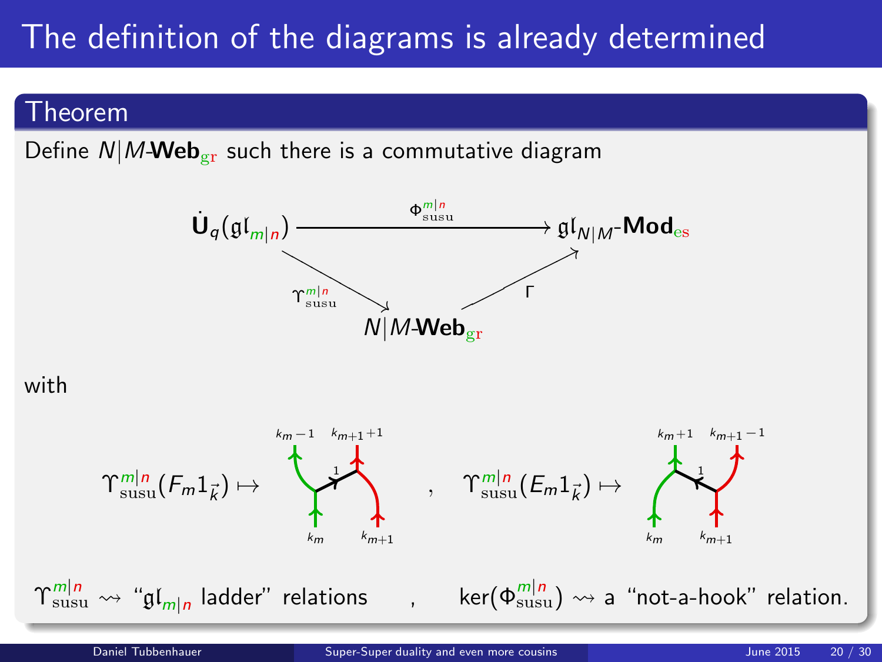# The definition of the diagrams is already determined

## Theorem

Define $N|M\text{-}\mathbf{Web}_{\mathrm{gr}}$ such there is a commutative diagram

$$
\begin{array}{ccc}
\dot{\mathbf{U}}_q(\mathfrak{gl}_{m|n}) & \xrightarrow{\Phi^{m|n}_{\mathrm{susu}}} & \mathfrak{gl}_{N|M}\text{-}\mathbf{Mod}_{\mathrm{es}} \\
& \searrow^{\Upsilon^{m|n}_{\mathrm{susu}}} \quad \nearrow_{\Gamma} & \\
& N|M\text{-}\mathbf{Web}_{\mathrm{gr}} &
\end{array}
$$

with

$\Upsilon^{m|n}_{\mathrm{susu}}(F_m 1_{\vec{k}}) \mapsto$ (web diagram: bottom labels $k_m$, $k_{m+1}$; top labels $k_m - 1$, $k_{m+1}+1$; rung labeled $1$) , $\Upsilon^{m|n}_{\mathrm{susu}}(E_m 1_{\vec{k}}) \mapsto$ (web diagram: bottom labels $k_m$, $k_{m+1}$; top labels $k_m + 1$, $k_{m+1}-1$; rung labeled $1$)

$\Upsilon^{m|n}_{\mathrm{susu}} \rightsquigarrow$ "$\mathfrak{gl}_{m|n}$ ladder" relations , $\ker(\Phi^{m|n}_{\mathrm{susu}}) \rightsquigarrow$ a "not-a-hook" relation.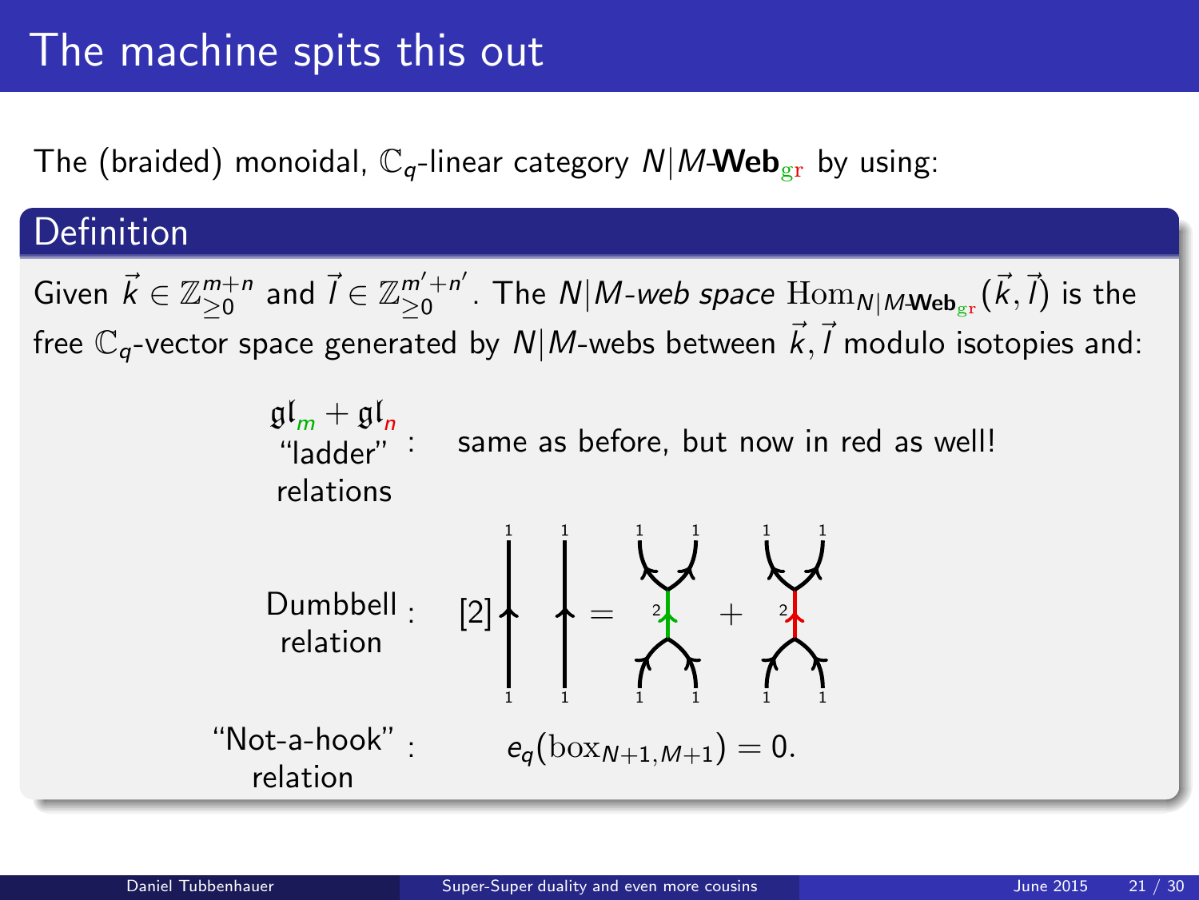# The machine spits this out

The (braided) monoidal, $\mathbb{C}_q$-linear category $N|M\text{-}\mathbf{Web}_{\mathrm{gr}}$ by using:

## Definition

Given $\vec{k} \in \mathbb{Z}_{\geq 0}^{m+n}$ and $\vec{l} \in \mathbb{Z}_{\geq 0}^{m'+n'}$. The *$N|M$-web space* $\mathrm{Hom}_{N|M\text{-}\mathbf{Web}_{\mathrm{gr}}}(\vec{k}, \vec{l})$ is the free $\mathbb{C}_q$-vector space generated by $N|M$-webs between $\vec{k}, \vec{l}$ modulo isotopies and:

$\mathfrak{gl}_m + \mathfrak{gl}_n$ "ladder" relations : same as before, but now in red as well!

Dumbbell relation :

$$[2] \; \uparrow_1 \; \uparrow_1 = (\text{green dumbbell, label } 2) + (\text{red dumbbell, label } 2)$$

"Not-a-hook" relation :

$$e_q(\mathrm{box}_{N+1,M+1}) = 0.$$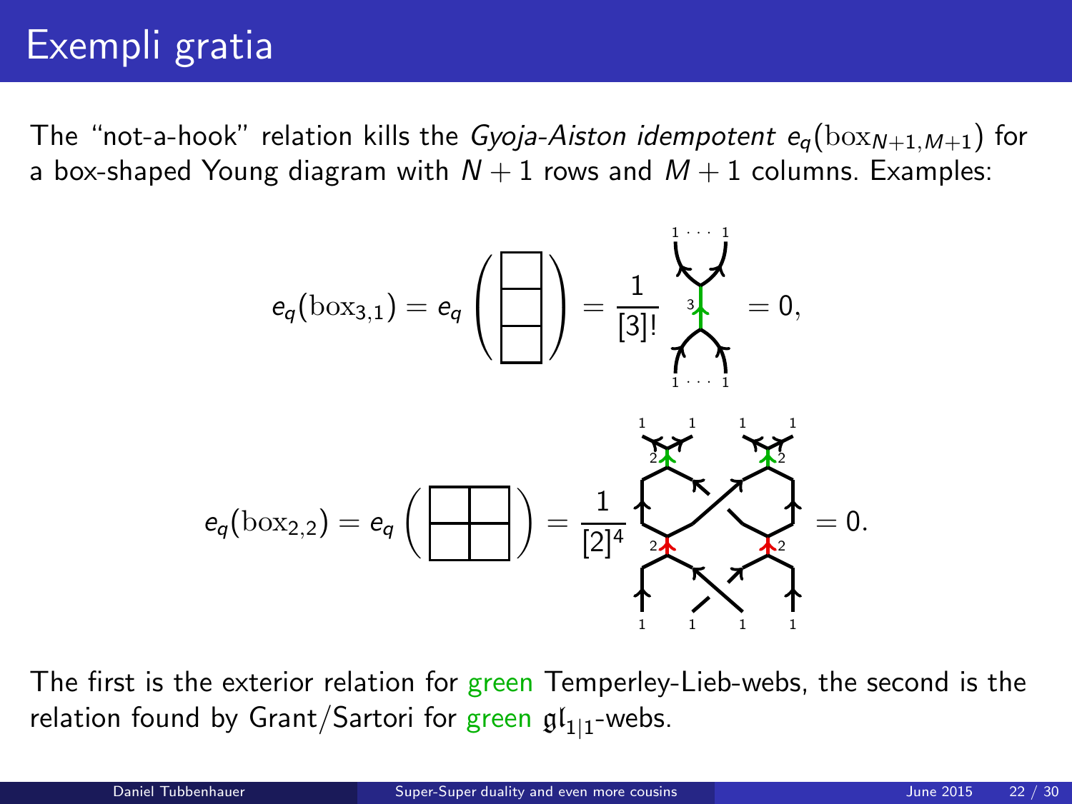# Exempli gratia

The "not-a-hook" relation kills the *Gyoja-Aiston idempotent* $e_q(\mathrm{box}_{N+1,M+1})$ for a box-shaped Young diagram with $N+1$ rows and $M+1$ columns. Examples:

$$e_q(\mathrm{box}_{3,1}) = e_q\left(\begin{array}{|c|}\hline \\ \hline \\ \hline \\ \hline\end{array}\right) = \frac{1}{[3]!} \cdots = 0,$$

$$e_q(\mathrm{box}_{2,2}) = e_q\left(\begin{array}{|c|c|}\hline & \\ \hline & \\ \hline\end{array}\right) = \frac{1}{[2]^4} \cdots = 0.$$

The first is the exterior relation for green Temperley-Lieb-webs, the second is the relation found by Grant/Sartori for green $\mathfrak{gl}_{1|1}$-webs.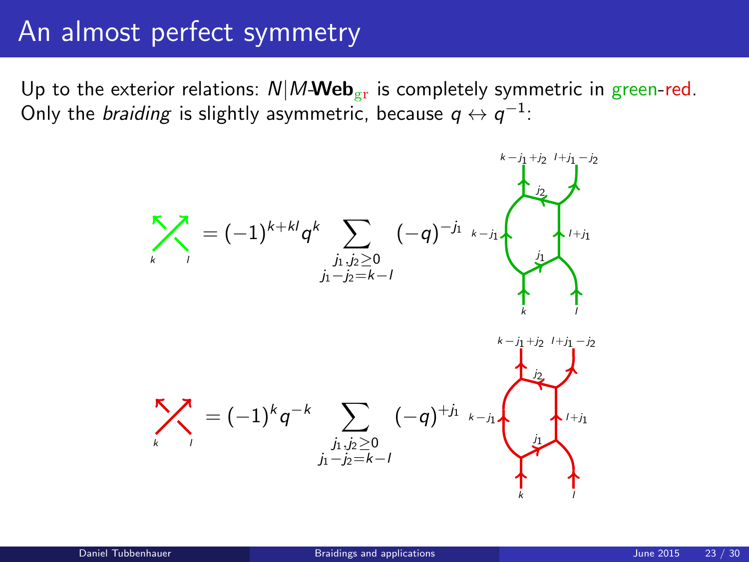# An almost perfect symmetry

Up to the exterior relations: $N|M$-**Web**$_{\mathrm{gr}}$ is completely symmetric in green-red.
Only the *braiding* is slightly asymmetric, because $q \leftrightarrow q^{-1}$:

$$= (-1)^{k+kl} q^k \sum_{\substack{j_1, j_2 \geq 0 \\ j_1 - j_2 = k - l}} (-q)^{-j_1}$$

$$= (-1)^k q^{-k} \sum_{\substack{j_1, j_2 \geq 0 \\ j_1 - j_2 = k - l}} (-q)^{+j_1}$$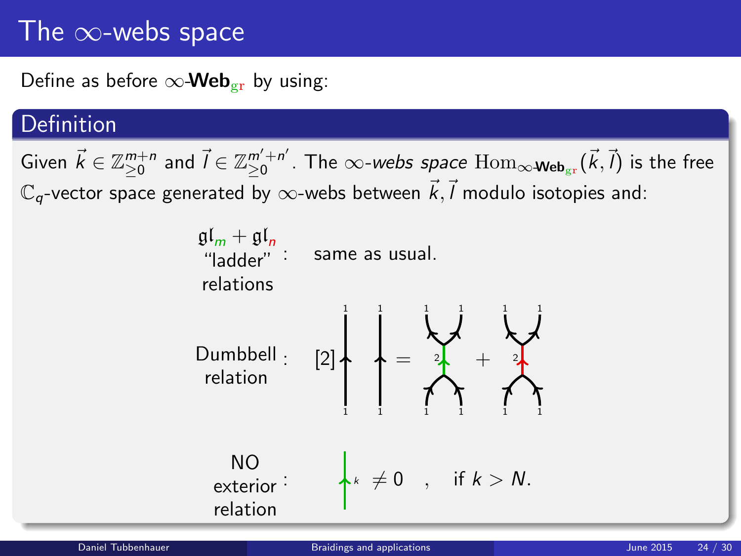# The $\infty$-webs space

Define as before $\infty$-$\mathbf{Web}_{\mathrm{gr}}$ by using:

## Definition

Given $\vec{k} \in \mathbb{Z}_{\geq 0}^{m+n}$ and $\vec{l} \in \mathbb{Z}_{\geq 0}^{m'+n'}$. The *$\infty$-webs space* $\mathrm{Hom}_{\infty\text{-}\mathbf{Web}_{\mathrm{gr}}}(\vec{k}, \vec{l})$ is the free $\mathbb{C}_q$-vector space generated by $\infty$-webs between $\vec{k}, \vec{l}$ modulo isotopies and:

$\mathfrak{gl}_m + \mathfrak{gl}_n$ "ladder" relations : same as usual.

Dumbbell relation : $[2] \cdot$ (two parallel upward strands labeled 1) $=$ (dumbbell with green middle edge labeled 2) $+$ (dumbbell with red middle edge labeled 2)

NO exterior relation : (green strand labeled $k$) $\neq 0$ , if $k > N$.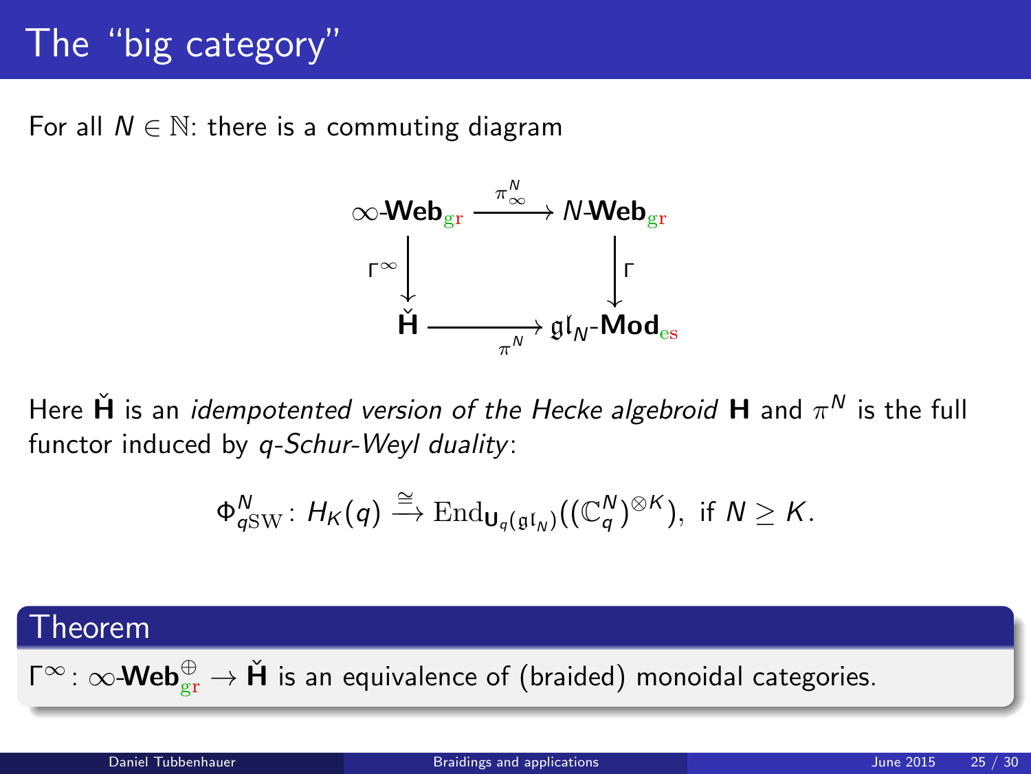# The "big category"

For all $N \in \mathbb{N}$: there is a commuting diagram

$$
\begin{array}{ccc}
\infty\text{-}\mathbf{Web}_{\mathrm{gr}} & \xrightarrow{\pi^N_\infty} & N\text{-}\mathbf{Web}_{\mathrm{gr}} \\
\Big\downarrow \Gamma^\infty & & \Big\downarrow \Gamma \\
\check{\mathbf{H}} & \xrightarrow[\pi^N]{} & \mathfrak{gl}_N\text{-}\mathbf{Mod}_{\mathrm{es}}
\end{array}
$$

Here $\check{\mathbf{H}}$ is an *idempotented version of the Hecke algebroid* $\mathbf{H}$ and $\pi^N$ is the full functor induced by *q-Schur-Weyl duality*:

$$\Phi^N_{q\mathrm{SW}} \colon H_K(q) \xrightarrow{\cong} \mathrm{End}_{\mathbf{U}_q(\mathfrak{gl}_N)}((\mathbb{C}^N_q)^{\otimes K}), \text{ if } N \geq K.$$

**Theorem**

$\Gamma^\infty \colon \infty\text{-}\mathbf{Web}^{\oplus}_{\mathrm{gr}} \to \check{\mathbf{H}}$ is an equivalence of (braided) monoidal categories.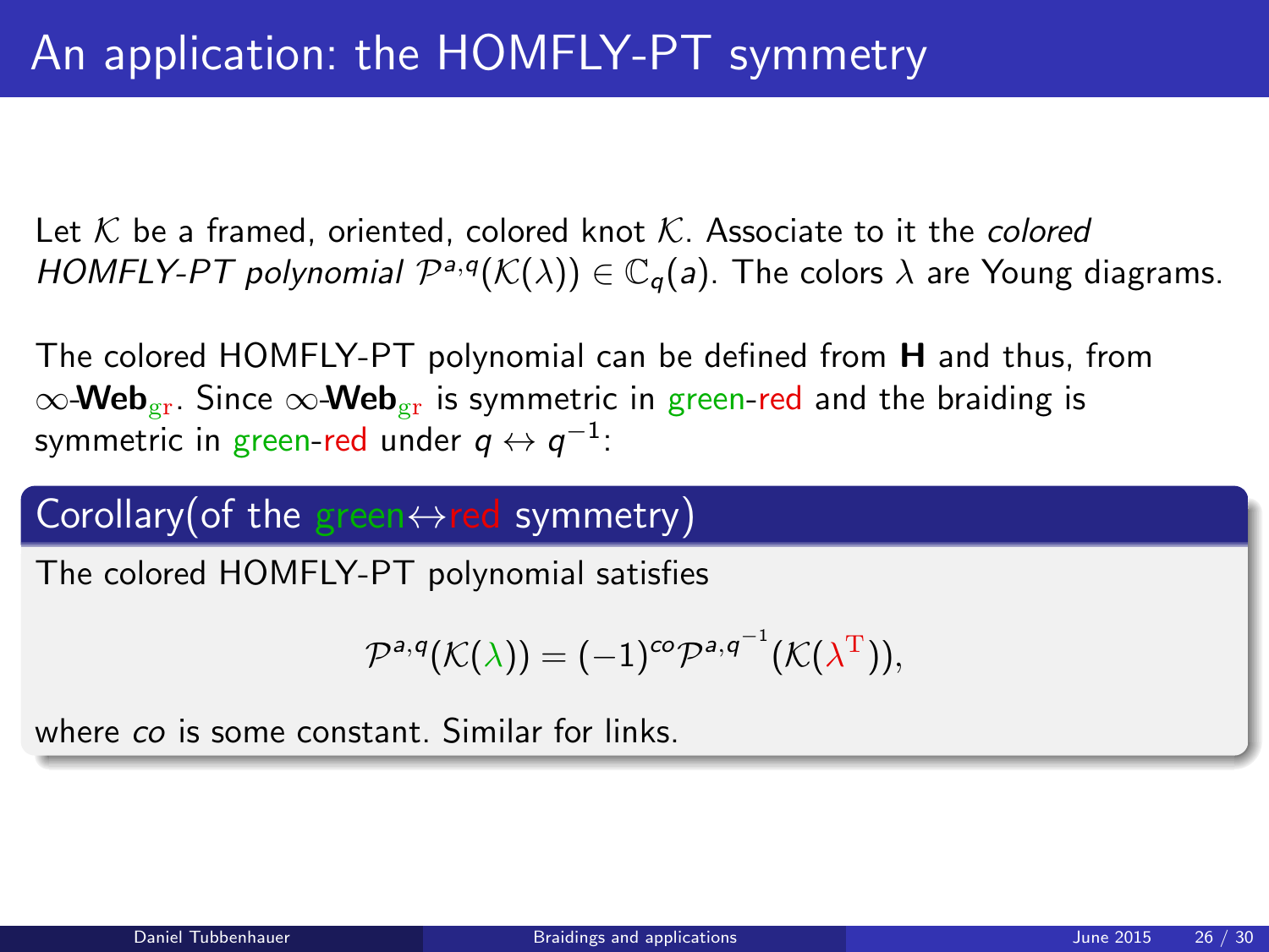# An application: the HOMFLY-PT symmetry

Let $\mathcal{K}$ be a framed, oriented, colored knot $\mathcal{K}$. Associate to it the *colored HOMFLY-PT polynomial* $\mathcal{P}^{a,q}(\mathcal{K}(\lambda)) \in \mathbb{C}_q(a)$. The colors $\lambda$ are Young diagrams.

The colored HOMFLY-PT polynomial can be defined from **H** and thus, from $\infty$-**Web**$_{\mathrm{gr}}$. Since $\infty$-**Web**$_{\mathrm{gr}}$ is symmetric in green-red and the braiding is symmetric in green-red under $q \leftrightarrow q^{-1}$:

## Corollary(of the green$\leftrightarrow$red symmetry)

The colored HOMFLY-PT polynomial satisfies

$$\mathcal{P}^{a,q}(\mathcal{K}(\lambda)) = (-1)^{co}\mathcal{P}^{a,q^{-1}}(\mathcal{K}(\lambda^{\mathrm{T}})),$$

where *co* is some constant. Similar for links.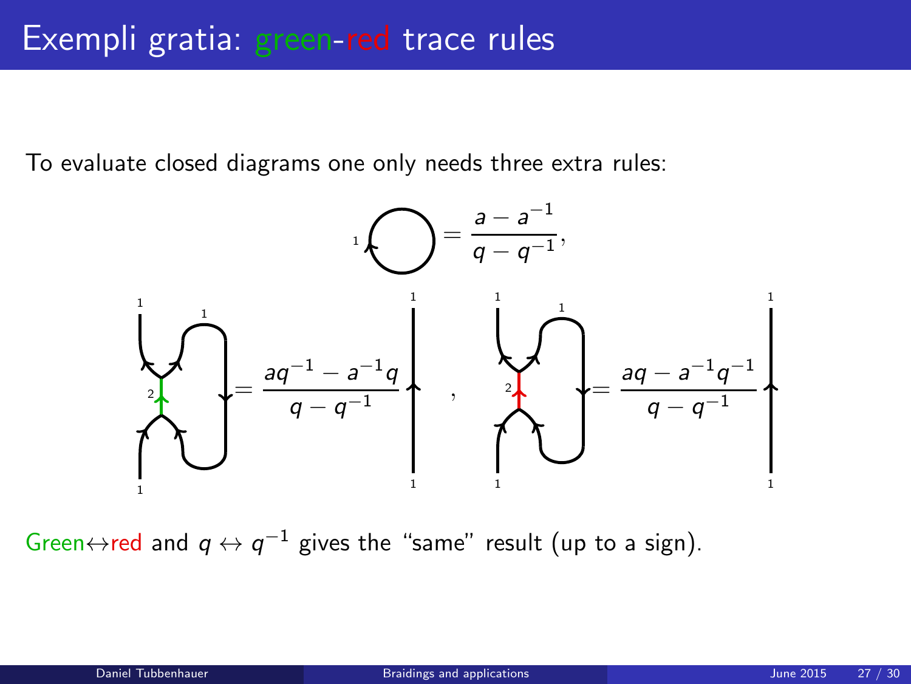# Exempli gratia: green-red trace rules

To evaluate closed diagrams one only needs three extra rules:

$$\text{(circle labeled 1)} = \frac{a - a^{-1}}{q - q^{-1}},$$

$$\text{(green diagram)} = \frac{aq^{-1} - a^{-1}q}{q - q^{-1}} \text{ (strand 1)} \quad , \quad \text{(red diagram)} = \frac{aq - a^{-1}q^{-1}}{q - q^{-1}} \text{ (strand 1)}$$

Green↔red and $q \leftrightarrow q^{-1}$ gives the "same" result (up to a sign).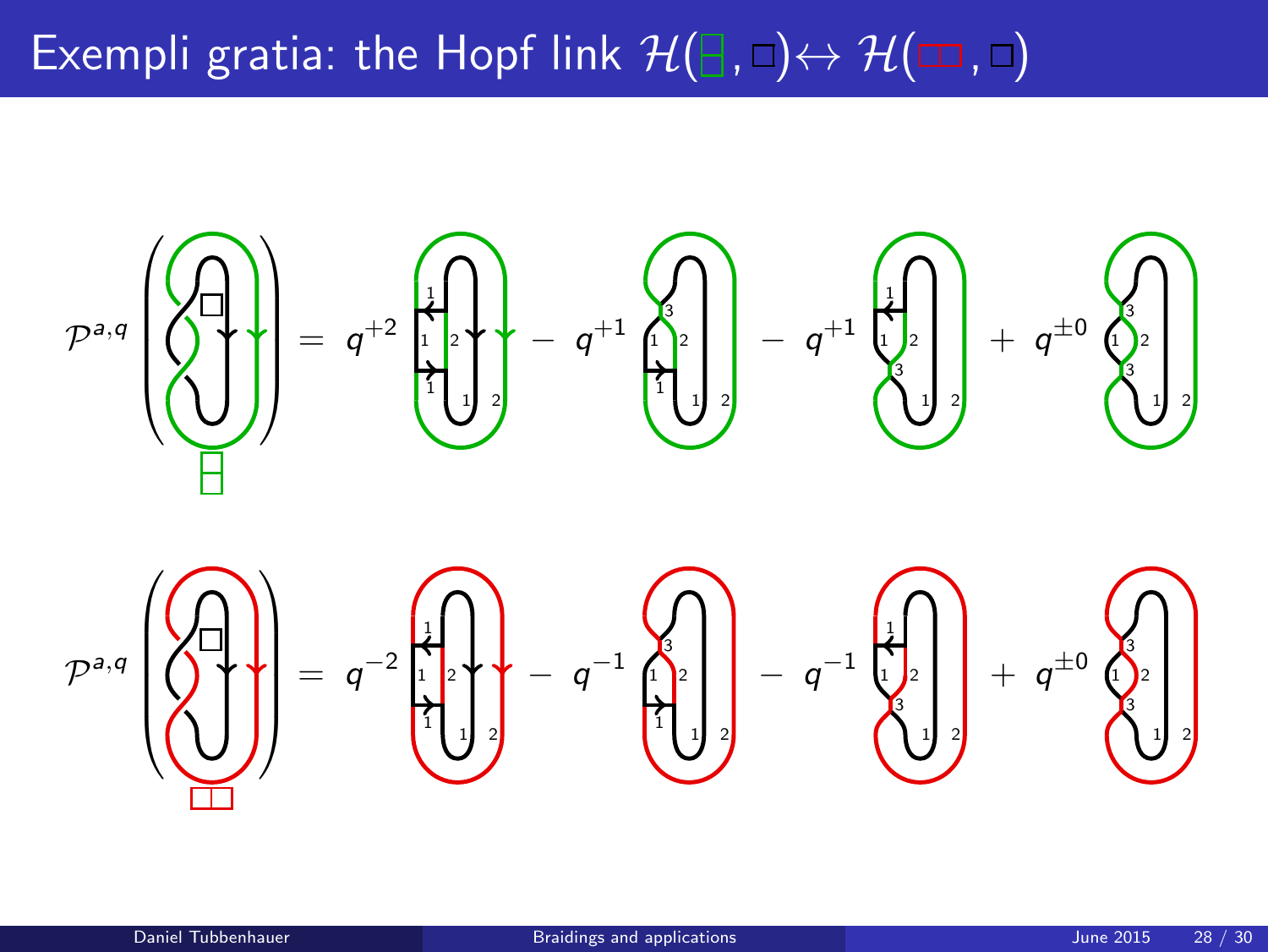# Exempli gratia: the Hopf link $\mathcal{H}(\square\!\!\square, \square) \leftrightarrow \mathcal{H}(\square\square, \square)$

$$\mathcal{P}^{a,q}\left(\ \cdot\ \right) = q^{+2}\ \cdot\ - q^{+1}\ \cdot\ - q^{+1}\ \cdot\ + q^{\pm 0}\ \cdot$$

$$\mathcal{P}^{a,q}\left(\ \cdot\ \right) = q^{-2}\ \cdot\ - q^{-1}\ \cdot\ - q^{-1}\ \cdot\ + q^{\pm 0}\ \cdot$$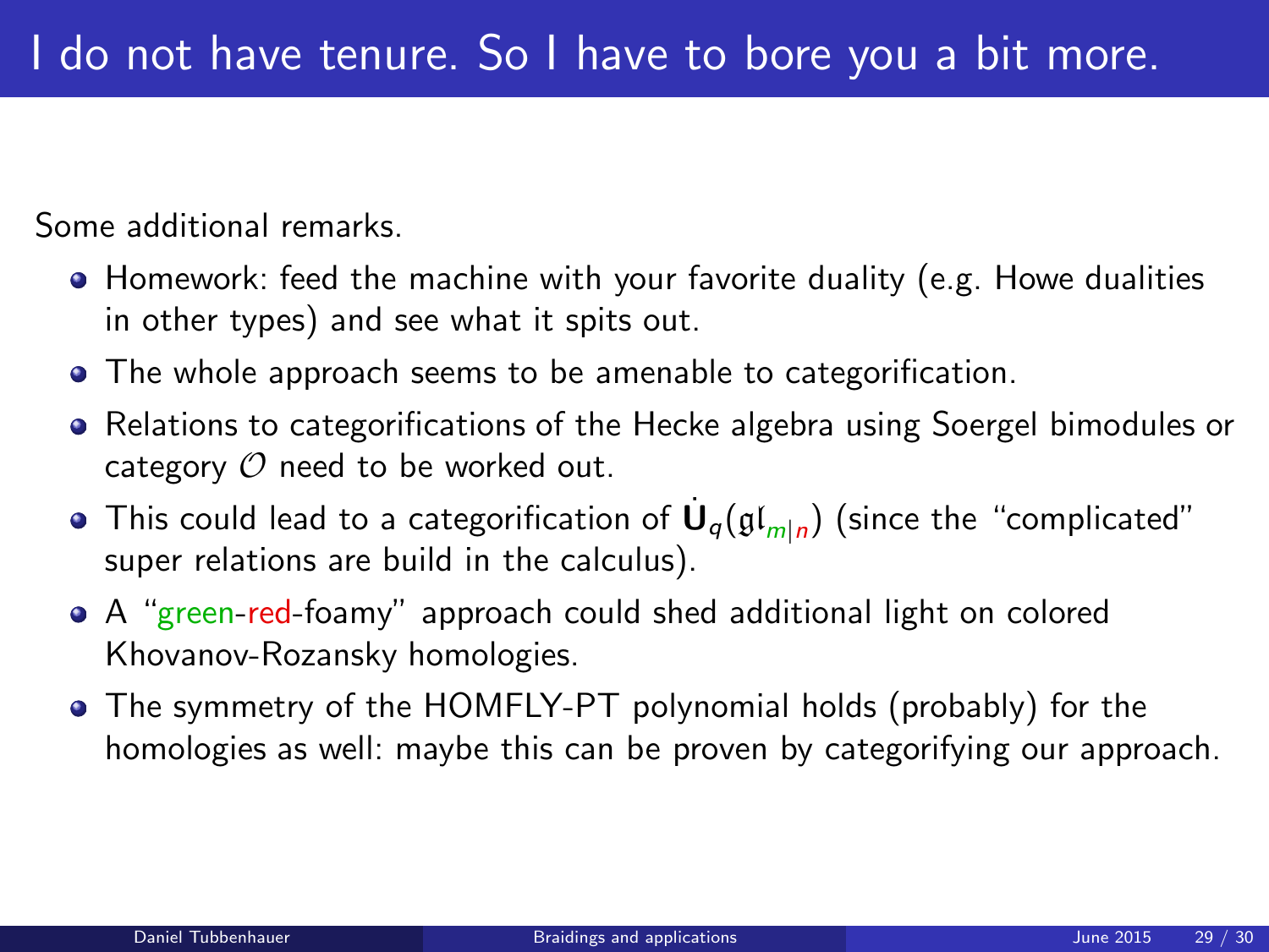# I do not have tenure. So I have to bore you a bit more.

Some additional remarks.

- Homework: feed the machine with your favorite duality (e.g. Howe dualities in other types) and see what it spits out.
- The whole approach seems to be amenable to categorification.
- Relations to categorifications of the Hecke algebra using Soergel bimodules or category $\mathcal{O}$ need to be worked out.
- This could lead to a categorification of $\dot{\mathbf{U}}_q(\mathfrak{gl}_{m|n})$ (since the "complicated" super relations are build in the calculus).
- A "green-red-foamy" approach could shed additional light on colored Khovanov-Rozansky homologies.
- The symmetry of the HOMFLY-PT polynomial holds (probably) for the homologies as well: maybe this can be proven by categorifying our approach.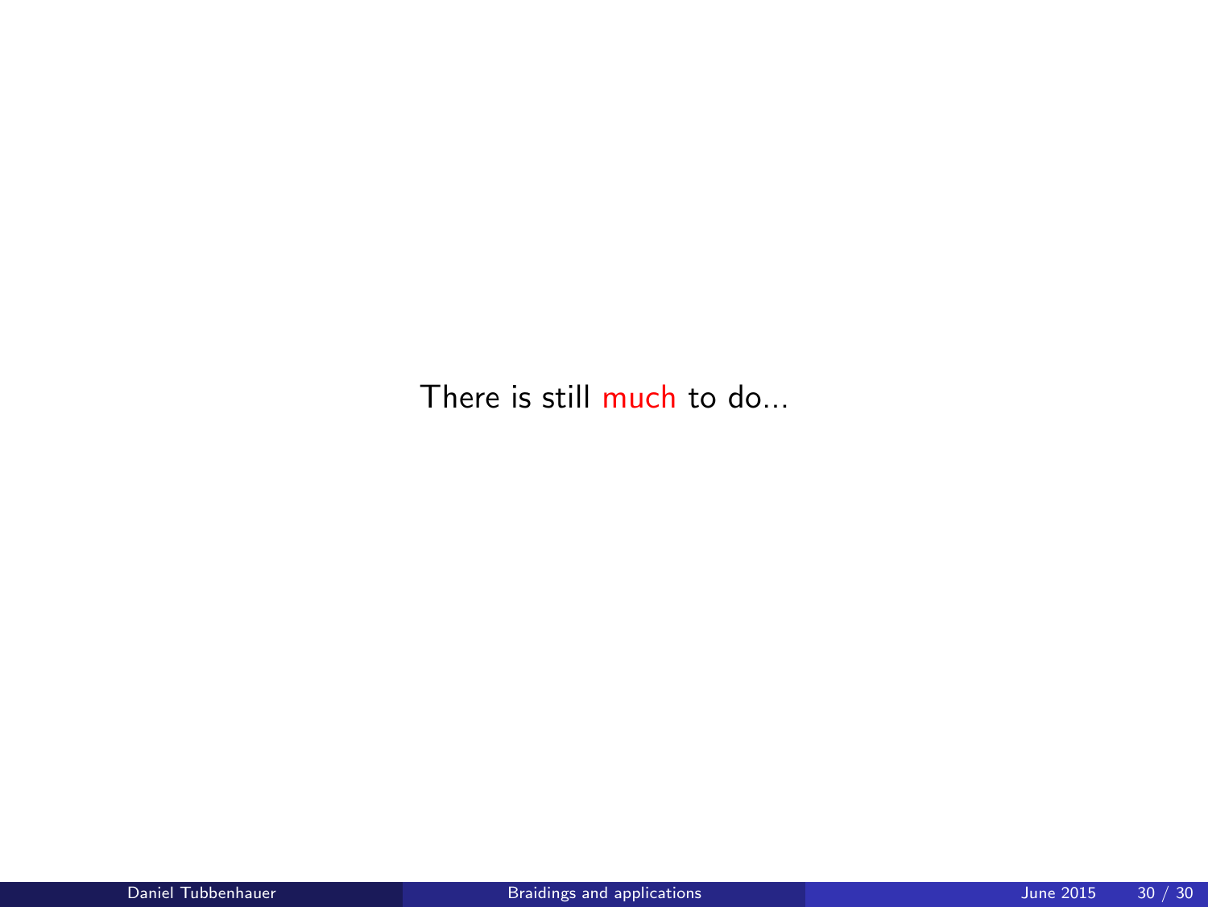There is still much to do...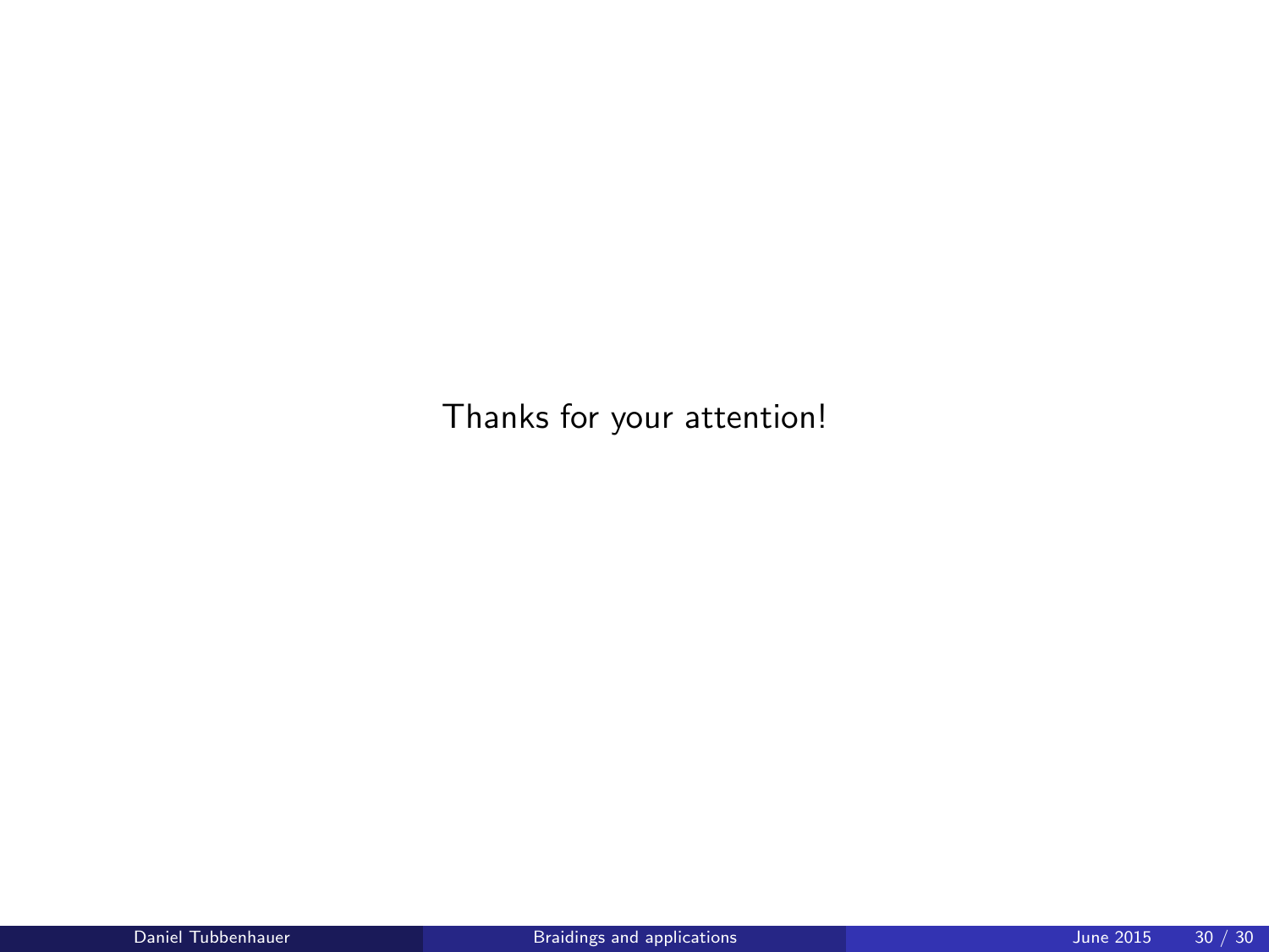Thanks for your attention!